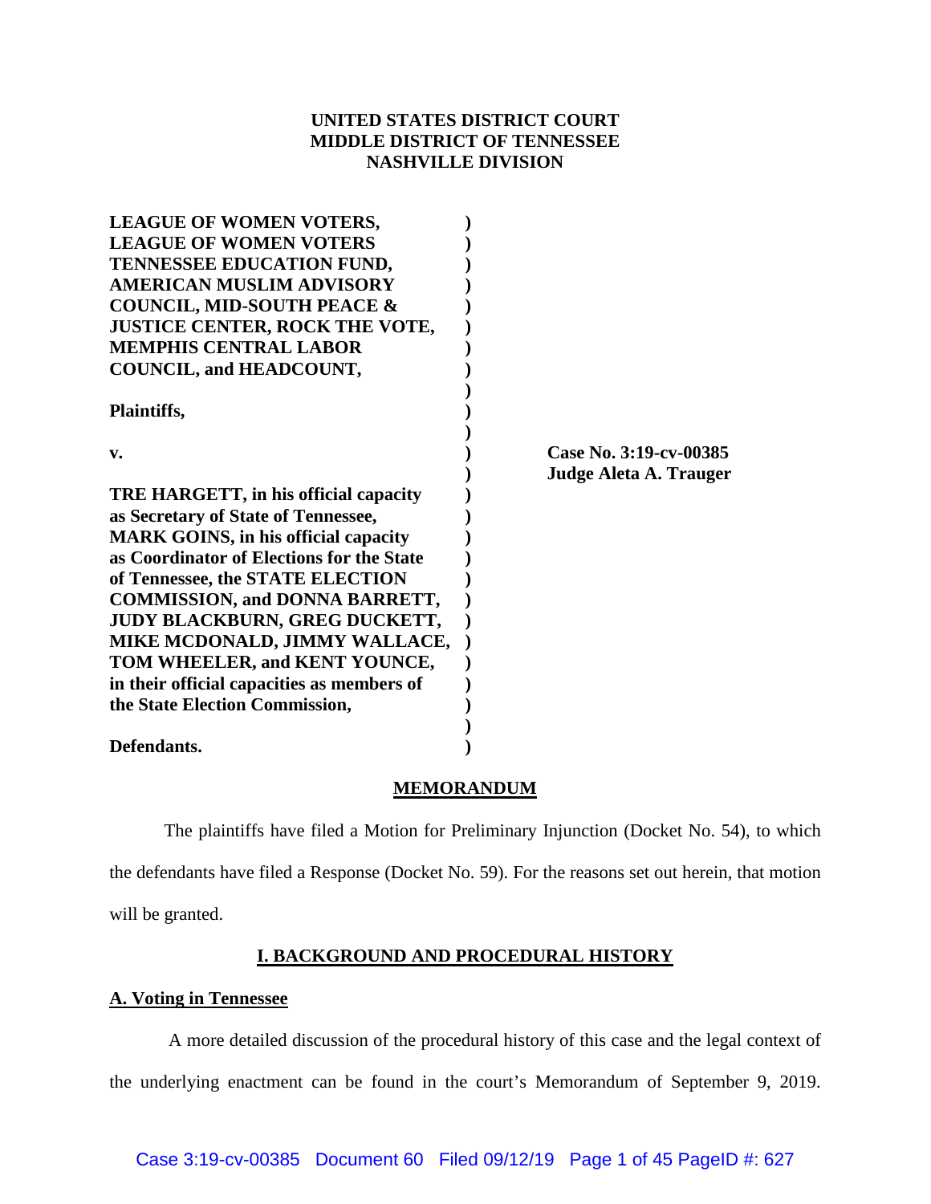**UNITED STATES DISTRICT COURT**
**MIDDLE DISTRICT OF TENNESSEE**
**NASHVILLE DIVISION**

**LEAGUE OF WOMEN VOTERS, LEAGUE OF WOMEN VOTERS TENNESSEE EDUCATION FUND, AMERICAN MUSLIM ADVISORY COUNCIL, MID-SOUTH PEACE & JUSTICE CENTER, ROCK THE VOTE, MEMPHIS CENTRAL LABOR COUNCIL, and HEADCOUNT,**

**Plaintiffs,**

**v.**

**TRE HARGETT, in his official capacity as Secretary of State of Tennessee, MARK GOINS, in his official capacity as Coordinator of Elections for the State of Tennessee, the STATE ELECTION COMMISSION, and DONNA BARRETT, JUDY BLACKBURN, GREG DUCKETT, MIKE MCDONALD, JIMMY WALLACE, TOM WHEELER, and KENT YOUNCE, in their official capacities as members of the State Election Commission,**

**Defendants.**

**Case No. 3:19-cv-00385**
**Judge Aleta A. Trauger**

## MEMORANDUM

The plaintiffs have filed a Motion for Preliminary Injunction (Docket No. 54), to which the defendants have filed a Response (Docket No. 59). For the reasons set out herein, that motion will be granted.

## I. BACKGROUND AND PROCEDURAL HISTORY

### A. Voting in Tennessee

A more detailed discussion of the procedural history of this case and the legal context of the underlying enactment can be found in the court's Memorandum of September 9, 2019.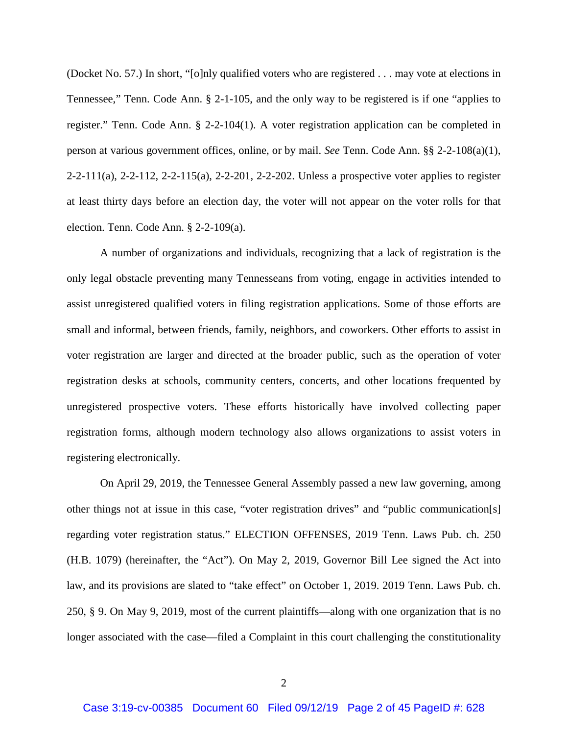(Docket No. 57.) In short, "[o]nly qualified voters who are registered . . . may vote at elections in Tennessee," Tenn. Code Ann. § 2-1-105, and the only way to be registered is if one "applies to register." Tenn. Code Ann. § 2-2-104(1). A voter registration application can be completed in person at various government offices, online, or by mail. *See* Tenn. Code Ann. §§ 2-2-108(a)(1), 2-2-111(a), 2-2-112, 2-2-115(a), 2-2-201, 2-2-202. Unless a prospective voter applies to register at least thirty days before an election day, the voter will not appear on the voter rolls for that election. Tenn. Code Ann. § 2-2-109(a).

A number of organizations and individuals, recognizing that a lack of registration is the only legal obstacle preventing many Tennesseans from voting, engage in activities intended to assist unregistered qualified voters in filing registration applications. Some of those efforts are small and informal, between friends, family, neighbors, and coworkers. Other efforts to assist in voter registration are larger and directed at the broader public, such as the operation of voter registration desks at schools, community centers, concerts, and other locations frequented by unregistered prospective voters. These efforts historically have involved collecting paper registration forms, although modern technology also allows organizations to assist voters in registering electronically.

On April 29, 2019, the Tennessee General Assembly passed a new law governing, among other things not at issue in this case, "voter registration drives" and "public communication[s] regarding voter registration status." ELECTION OFFENSES, 2019 Tenn. Laws Pub. ch. 250 (H.B. 1079) (hereinafter, the "Act"). On May 2, 2019, Governor Bill Lee signed the Act into law, and its provisions are slated to "take effect" on October 1, 2019. 2019 Tenn. Laws Pub. ch. 250, § 9. On May 9, 2019, most of the current plaintiffs—along with one organization that is no longer associated with the case—filed a Complaint in this court challenging the constitutionality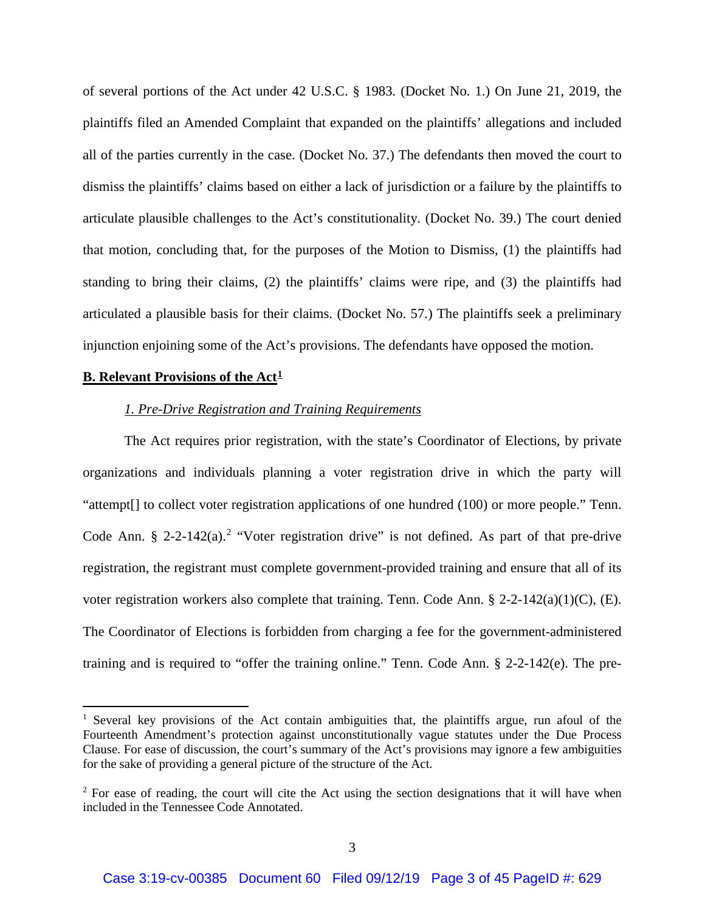of several portions of the Act under 42 U.S.C. § 1983. (Docket No. 1.) On June 21, 2019, the plaintiffs filed an Amended Complaint that expanded on the plaintiffs' allegations and included all of the parties currently in the case. (Docket No. 37.) The defendants then moved the court to dismiss the plaintiffs' claims based on either a lack of jurisdiction or a failure by the plaintiffs to articulate plausible challenges to the Act's constitutionality. (Docket No. 39.) The court denied that motion, concluding that, for the purposes of the Motion to Dismiss, (1) the plaintiffs had standing to bring their claims, (2) the plaintiffs' claims were ripe, and (3) the plaintiffs had articulated a plausible basis for their claims. (Docket No. 57.) The plaintiffs seek a preliminary injunction enjoining some of the Act's provisions. The defendants have opposed the motion.

## B. Relevant Provisions of the Act[1]

### *1. Pre-Drive Registration and Training Requirements*

The Act requires prior registration, with the state's Coordinator of Elections, by private organizations and individuals planning a voter registration drive in which the party will "attempt[] to collect voter registration applications of one hundred (100) or more people." Tenn. Code Ann. § 2-2-142(a).[2] "Voter registration drive" is not defined. As part of that pre-drive registration, the registrant must complete government-provided training and ensure that all of its voter registration workers also complete that training. Tenn. Code Ann. § 2-2-142(a)(1)(C), (E). The Coordinator of Elections is forbidden from charging a fee for the government-administered training and is required to "offer the training online." Tenn. Code Ann. § 2-2-142(e). The pre-

---

[1] Several key provisions of the Act contain ambiguities that, the plaintiffs argue, run afoul of the Fourteenth Amendment's protection against unconstitutionally vague statutes under the Due Process Clause. For ease of discussion, the court's summary of the Act's provisions may ignore a few ambiguities for the sake of providing a general picture of the structure of the Act.

[2] For ease of reading, the court will cite the Act using the section designations that it will have when included in the Tennessee Code Annotated.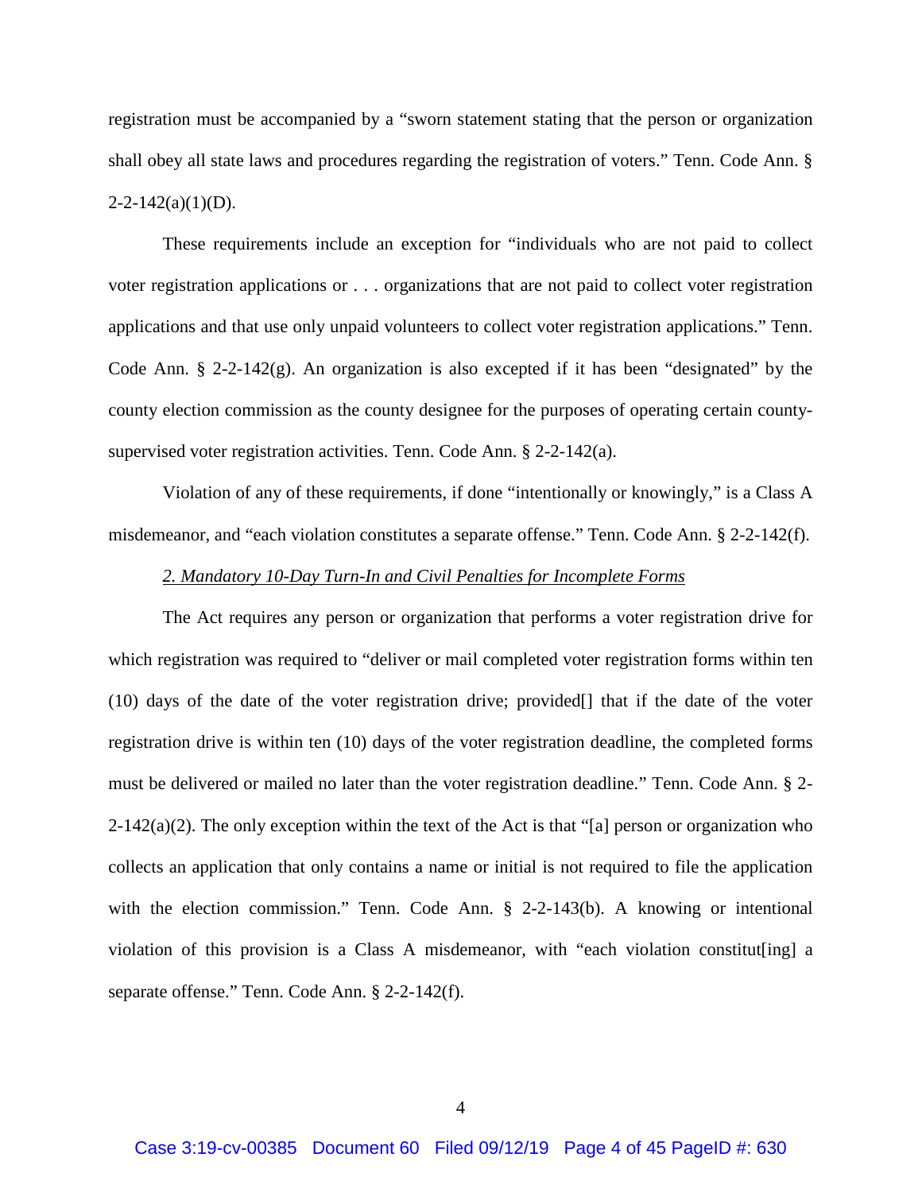registration must be accompanied by a "sworn statement stating that the person or organization shall obey all state laws and procedures regarding the registration of voters." Tenn. Code Ann. § 2-2-142(a)(1)(D).

These requirements include an exception for "individuals who are not paid to collect voter registration applications or . . . organizations that are not paid to collect voter registration applications and that use only unpaid volunteers to collect voter registration applications." Tenn. Code Ann. § 2-2-142(g). An organization is also excepted if it has been "designated" by the county election commission as the county designee for the purposes of operating certain county-supervised voter registration activities. Tenn. Code Ann. § 2-2-142(a).

Violation of any of these requirements, if done "intentionally or knowingly," is a Class A misdemeanor, and "each violation constitutes a separate offense." Tenn. Code Ann. § 2-2-142(f).

*2. Mandatory 10-Day Turn-In and Civil Penalties for Incomplete Forms*

The Act requires any person or organization that performs a voter registration drive for which registration was required to "deliver or mail completed voter registration forms within ten (10) days of the date of the voter registration drive; provided[] that if the date of the voter registration drive is within ten (10) days of the voter registration deadline, the completed forms must be delivered or mailed no later than the voter registration deadline." Tenn. Code Ann. § 2-2-142(a)(2). The only exception within the text of the Act is that "[a] person or organization who collects an application that only contains a name or initial is not required to file the application with the election commission." Tenn. Code Ann. § 2-2-143(b). A knowing or intentional violation of this provision is a Class A misdemeanor, with "each violation constitut[ing] a separate offense." Tenn. Code Ann. § 2-2-142(f).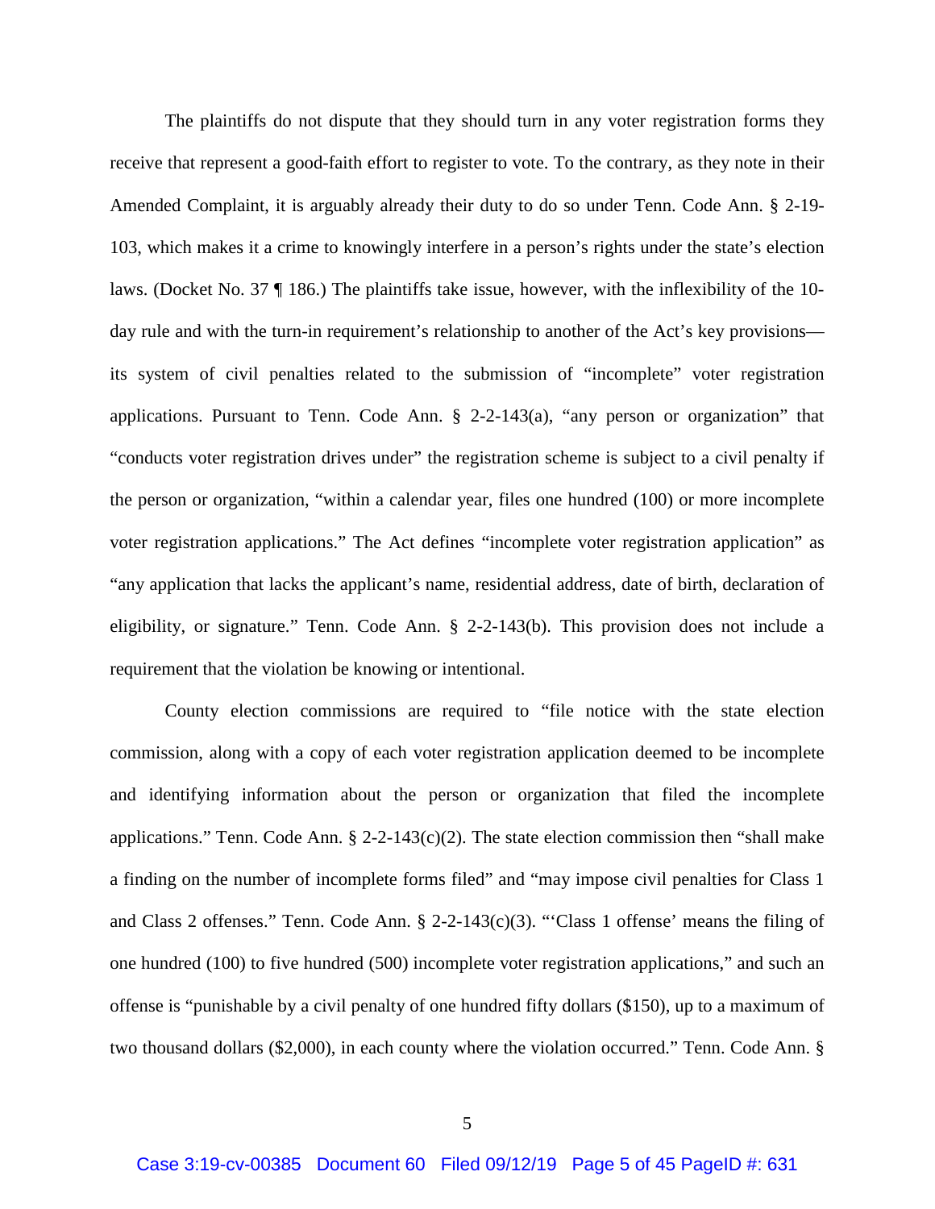The plaintiffs do not dispute that they should turn in any voter registration forms they receive that represent a good-faith effort to register to vote. To the contrary, as they note in their Amended Complaint, it is arguably already their duty to do so under Tenn. Code Ann. § 2-19-103, which makes it a crime to knowingly interfere in a person's rights under the state's election laws. (Docket No. 37 ¶ 186.) The plaintiffs take issue, however, with the inflexibility of the 10-day rule and with the turn-in requirement's relationship to another of the Act's key provisions—its system of civil penalties related to the submission of "incomplete" voter registration applications. Pursuant to Tenn. Code Ann. § 2-2-143(a), "any person or organization" that "conducts voter registration drives under" the registration scheme is subject to a civil penalty if the person or organization, "within a calendar year, files one hundred (100) or more incomplete voter registration applications." The Act defines "incomplete voter registration application" as "any application that lacks the applicant's name, residential address, date of birth, declaration of eligibility, or signature." Tenn. Code Ann. § 2-2-143(b). This provision does not include a requirement that the violation be knowing or intentional.

County election commissions are required to "file notice with the state election commission, along with a copy of each voter registration application deemed to be incomplete and identifying information about the person or organization that filed the incomplete applications." Tenn. Code Ann. § 2-2-143(c)(2). The state election commission then "shall make a finding on the number of incomplete forms filed" and "may impose civil penalties for Class 1 and Class 2 offenses." Tenn. Code Ann. § 2-2-143(c)(3). "'Class 1 offense' means the filing of one hundred (100) to five hundred (500) incomplete voter registration applications," and such an offense is "punishable by a civil penalty of one hundred fifty dollars ($150), up to a maximum of two thousand dollars ($2,000), in each county where the violation occurred." Tenn. Code Ann. §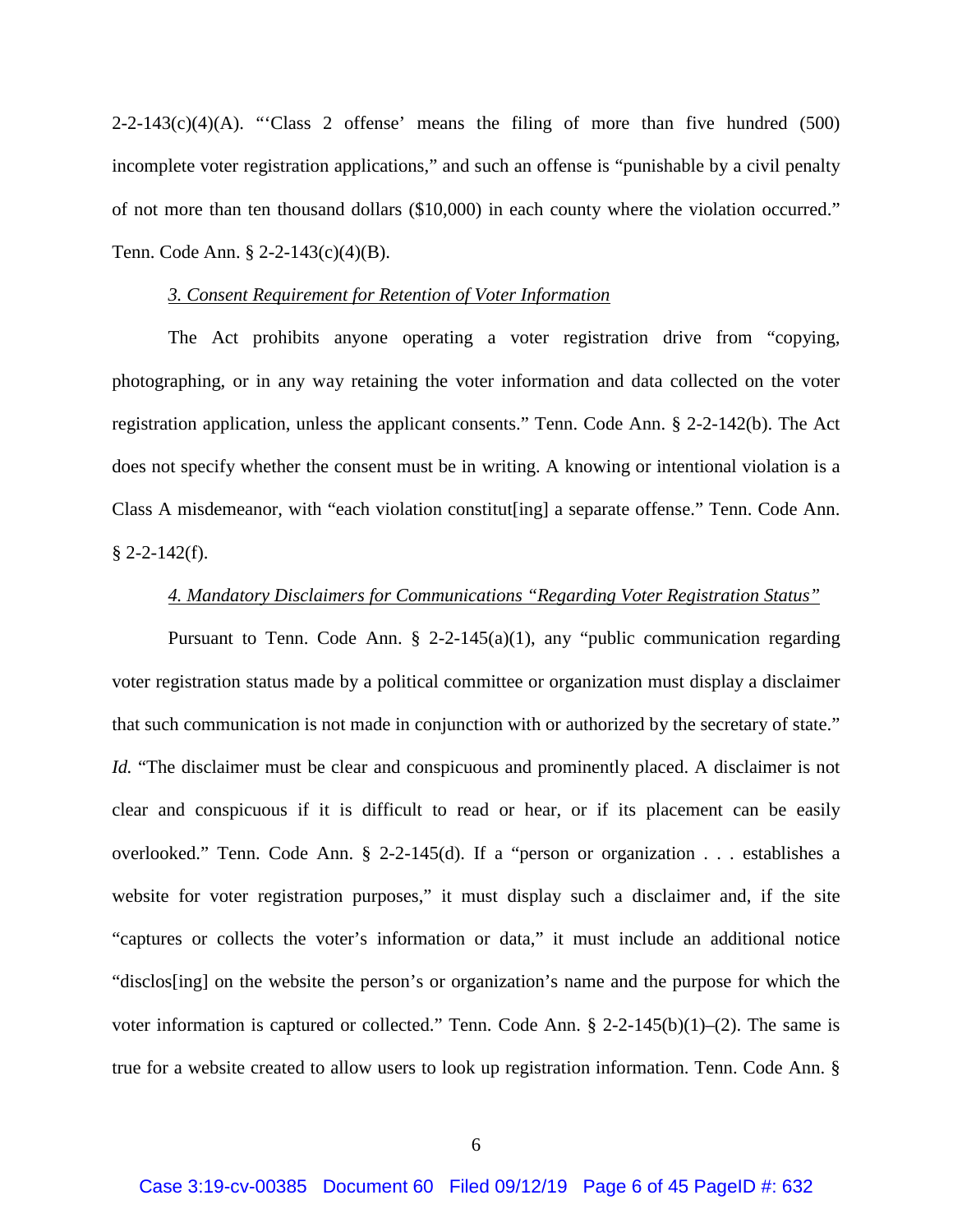2-2-143(c)(4)(A). "'Class 2 offense' means the filing of more than five hundred (500) incomplete voter registration applications," and such an offense is "punishable by a civil penalty of not more than ten thousand dollars ($10,000) in each county where the violation occurred." Tenn. Code Ann. § 2-2-143(c)(4)(B).

*3. Consent Requirement for Retention of Voter Information*

The Act prohibits anyone operating a voter registration drive from "copying, photographing, or in any way retaining the voter information and data collected on the voter registration application, unless the applicant consents." Tenn. Code Ann. § 2-2-142(b). The Act does not specify whether the consent must be in writing. A knowing or intentional violation is a Class A misdemeanor, with "each violation constitut[ing] a separate offense." Tenn. Code Ann. § 2-2-142(f).

*4. Mandatory Disclaimers for Communications "Regarding Voter Registration Status"*

Pursuant to Tenn. Code Ann. § 2-2-145(a)(1), any "public communication regarding voter registration status made by a political committee or organization must display a disclaimer that such communication is not made in conjunction with or authorized by the secretary of state." *Id.* "The disclaimer must be clear and conspicuous and prominently placed. A disclaimer is not clear and conspicuous if it is difficult to read or hear, or if its placement can be easily overlooked." Tenn. Code Ann. § 2-2-145(d). If a "person or organization . . . establishes a website for voter registration purposes," it must display such a disclaimer and, if the site "captures or collects the voter's information or data," it must include an additional notice "disclos[ing] on the website the person's or organization's name and the purpose for which the voter information is captured or collected." Tenn. Code Ann. § 2-2-145(b)(1)–(2). The same is true for a website created to allow users to look up registration information. Tenn. Code Ann. §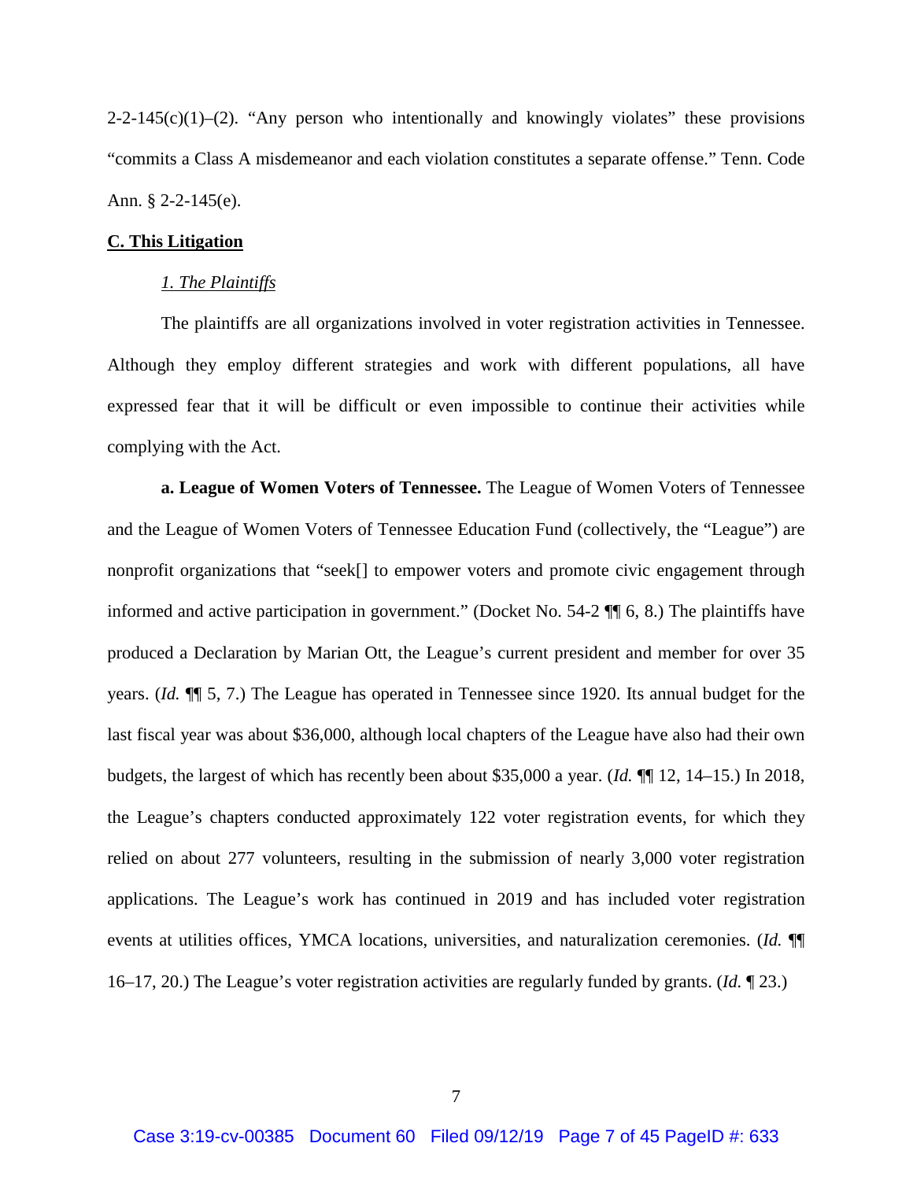2-2-145(c)(1)–(2). "Any person who intentionally and knowingly violates" these provisions "commits a Class A misdemeanor and each violation constitutes a separate offense." Tenn. Code Ann. § 2-2-145(e).

**C. This Litigation**

*1. The Plaintiffs*

The plaintiffs are all organizations involved in voter registration activities in Tennessee. Although they employ different strategies and work with different populations, all have expressed fear that it will be difficult or even impossible to continue their activities while complying with the Act.

**a. League of Women Voters of Tennessee.** The League of Women Voters of Tennessee and the League of Women Voters of Tennessee Education Fund (collectively, the "League") are nonprofit organizations that "seek[] to empower voters and promote civic engagement through informed and active participation in government." (Docket No. 54-2 ¶¶ 6, 8.) The plaintiffs have produced a Declaration by Marian Ott, the League's current president and member for over 35 years. (*Id.* ¶¶ 5, 7.) The League has operated in Tennessee since 1920. Its annual budget for the last fiscal year was about $36,000, although local chapters of the League have also had their own budgets, the largest of which has recently been about $35,000 a year. (*Id.* ¶¶ 12, 14–15.) In 2018, the League's chapters conducted approximately 122 voter registration events, for which they relied on about 277 volunteers, resulting in the submission of nearly 3,000 voter registration applications. The League's work has continued in 2019 and has included voter registration events at utilities offices, YMCA locations, universities, and naturalization ceremonies. (*Id.* ¶¶ 16–17, 20.) The League's voter registration activities are regularly funded by grants. (*Id.* ¶ 23.)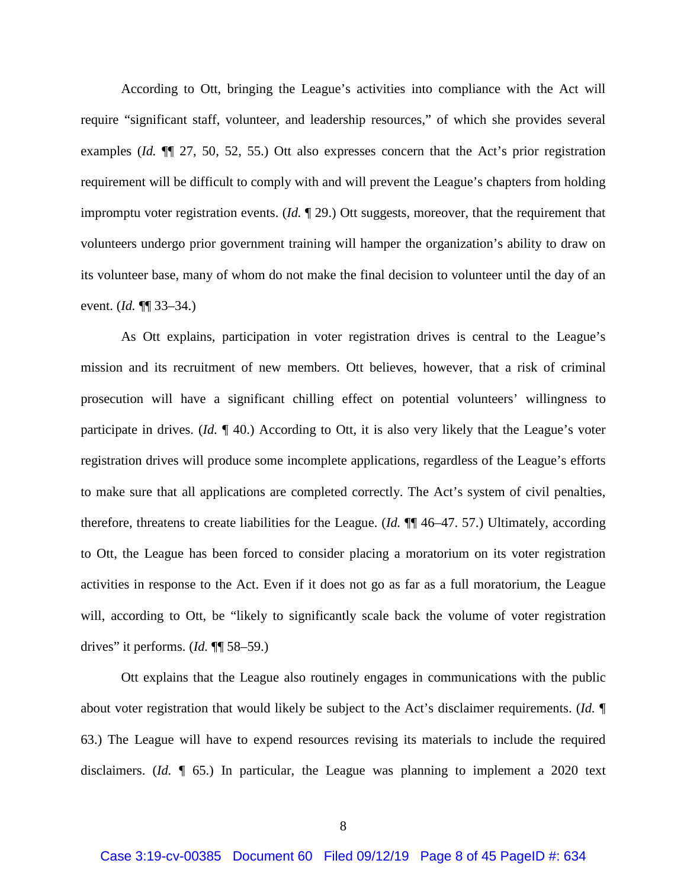According to Ott, bringing the League's activities into compliance with the Act will require "significant staff, volunteer, and leadership resources," of which she provides several examples (*Id.* ¶¶ 27, 50, 52, 55.) Ott also expresses concern that the Act's prior registration requirement will be difficult to comply with and will prevent the League's chapters from holding impromptu voter registration events. (*Id.* ¶ 29.) Ott suggests, moreover, that the requirement that volunteers undergo prior government training will hamper the organization's ability to draw on its volunteer base, many of whom do not make the final decision to volunteer until the day of an event. (*Id.* ¶¶ 33–34.)

As Ott explains, participation in voter registration drives is central to the League's mission and its recruitment of new members. Ott believes, however, that a risk of criminal prosecution will have a significant chilling effect on potential volunteers' willingness to participate in drives. (*Id.* ¶ 40.) According to Ott, it is also very likely that the League's voter registration drives will produce some incomplete applications, regardless of the League's efforts to make sure that all applications are completed correctly. The Act's system of civil penalties, therefore, threatens to create liabilities for the League. (*Id.* ¶¶ 46–47. 57.) Ultimately, according to Ott, the League has been forced to consider placing a moratorium on its voter registration activities in response to the Act. Even if it does not go as far as a full moratorium, the League will, according to Ott, be "likely to significantly scale back the volume of voter registration drives" it performs. (*Id.* ¶¶ 58–59.)

Ott explains that the League also routinely engages in communications with the public about voter registration that would likely be subject to the Act's disclaimer requirements. (*Id.* ¶ 63.) The League will have to expend resources revising its materials to include the required disclaimers. (*Id.* ¶ 65.) In particular, the League was planning to implement a 2020 text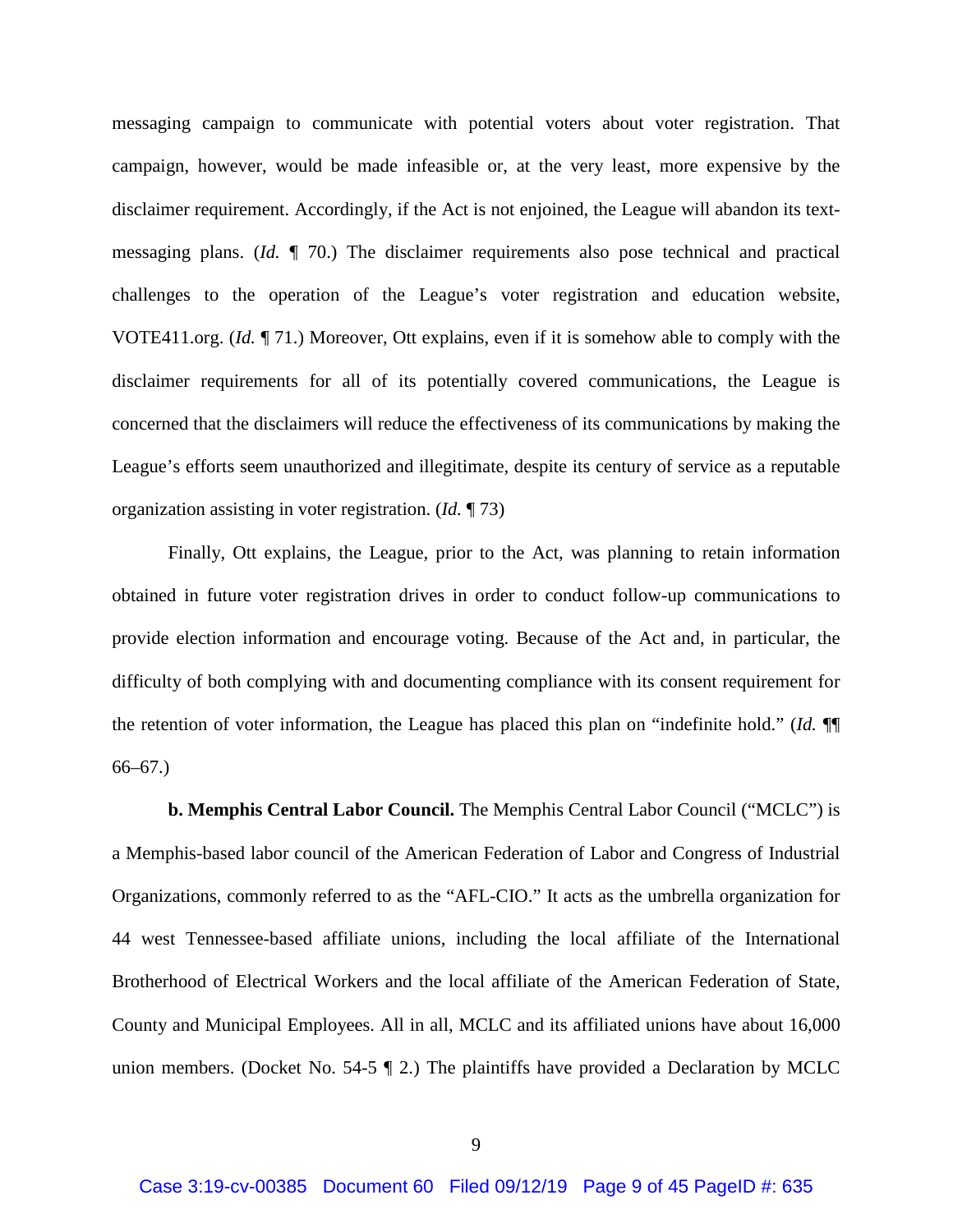messaging campaign to communicate with potential voters about voter registration. That campaign, however, would be made infeasible or, at the very least, more expensive by the disclaimer requirement. Accordingly, if the Act is not enjoined, the League will abandon its text-messaging plans. (*Id.* ¶ 70.) The disclaimer requirements also pose technical and practical challenges to the operation of the League's voter registration and education website, VOTE411.org. (*Id.* ¶ 71.) Moreover, Ott explains, even if it is somehow able to comply with the disclaimer requirements for all of its potentially covered communications, the League is concerned that the disclaimers will reduce the effectiveness of its communications by making the League's efforts seem unauthorized and illegitimate, despite its century of service as a reputable organization assisting in voter registration. (*Id.* ¶ 73)

Finally, Ott explains, the League, prior to the Act, was planning to retain information obtained in future voter registration drives in order to conduct follow-up communications to provide election information and encourage voting. Because of the Act and, in particular, the difficulty of both complying with and documenting compliance with its consent requirement for the retention of voter information, the League has placed this plan on "indefinite hold." (*Id.* ¶¶ 66–67.)

**b. Memphis Central Labor Council.** The Memphis Central Labor Council ("MCLC") is a Memphis-based labor council of the American Federation of Labor and Congress of Industrial Organizations, commonly referred to as the "AFL-CIO." It acts as the umbrella organization for 44 west Tennessee-based affiliate unions, including the local affiliate of the International Brotherhood of Electrical Workers and the local affiliate of the American Federation of State, County and Municipal Employees. All in all, MCLC and its affiliated unions have about 16,000 union members. (Docket No. 54-5 ¶ 2.) The plaintiffs have provided a Declaration by MCLC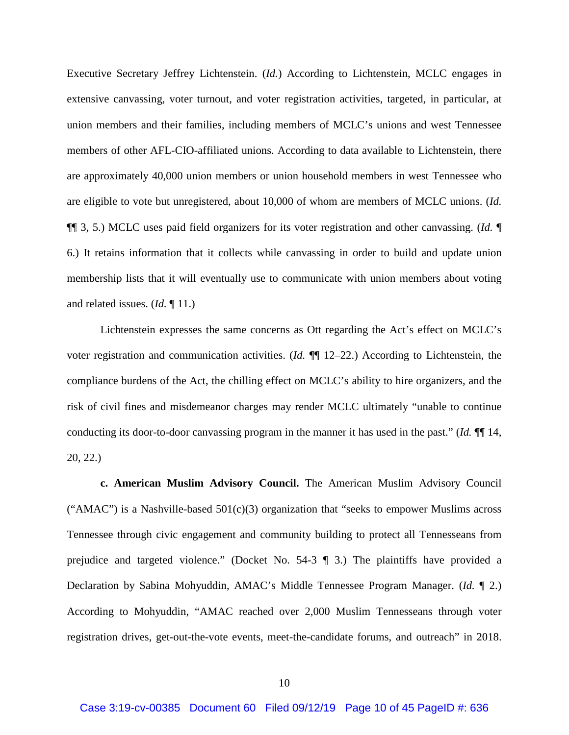Executive Secretary Jeffrey Lichtenstein. (*Id.*) According to Lichtenstein, MCLC engages in extensive canvassing, voter turnout, and voter registration activities, targeted, in particular, at union members and their families, including members of MCLC's unions and west Tennessee members of other AFL-CIO-affiliated unions. According to data available to Lichtenstein, there are approximately 40,000 union members or union household members in west Tennessee who are eligible to vote but unregistered, about 10,000 of whom are members of MCLC unions. (*Id.* ¶¶ 3, 5.) MCLC uses paid field organizers for its voter registration and other canvassing. (*Id.* ¶ 6.) It retains information that it collects while canvassing in order to build and update union membership lists that it will eventually use to communicate with union members about voting and related issues. (*Id.* ¶ 11.)

Lichtenstein expresses the same concerns as Ott regarding the Act's effect on MCLC's voter registration and communication activities. (*Id.* ¶¶ 12–22.) According to Lichtenstein, the compliance burdens of the Act, the chilling effect on MCLC's ability to hire organizers, and the risk of civil fines and misdemeanor charges may render MCLC ultimately "unable to continue conducting its door-to-door canvassing program in the manner it has used in the past." (*Id.* ¶¶ 14, 20, 22.)

**c. American Muslim Advisory Council.** The American Muslim Advisory Council ("AMAC") is a Nashville-based 501(c)(3) organization that "seeks to empower Muslims across Tennessee through civic engagement and community building to protect all Tennesseans from prejudice and targeted violence." (Docket No. 54-3 ¶ 3.) The plaintiffs have provided a Declaration by Sabina Mohyuddin, AMAC's Middle Tennessee Program Manager. (*Id.* ¶ 2.) According to Mohyuddin, "AMAC reached over 2,000 Muslim Tennesseans through voter registration drives, get-out-the-vote events, meet-the-candidate forums, and outreach" in 2018.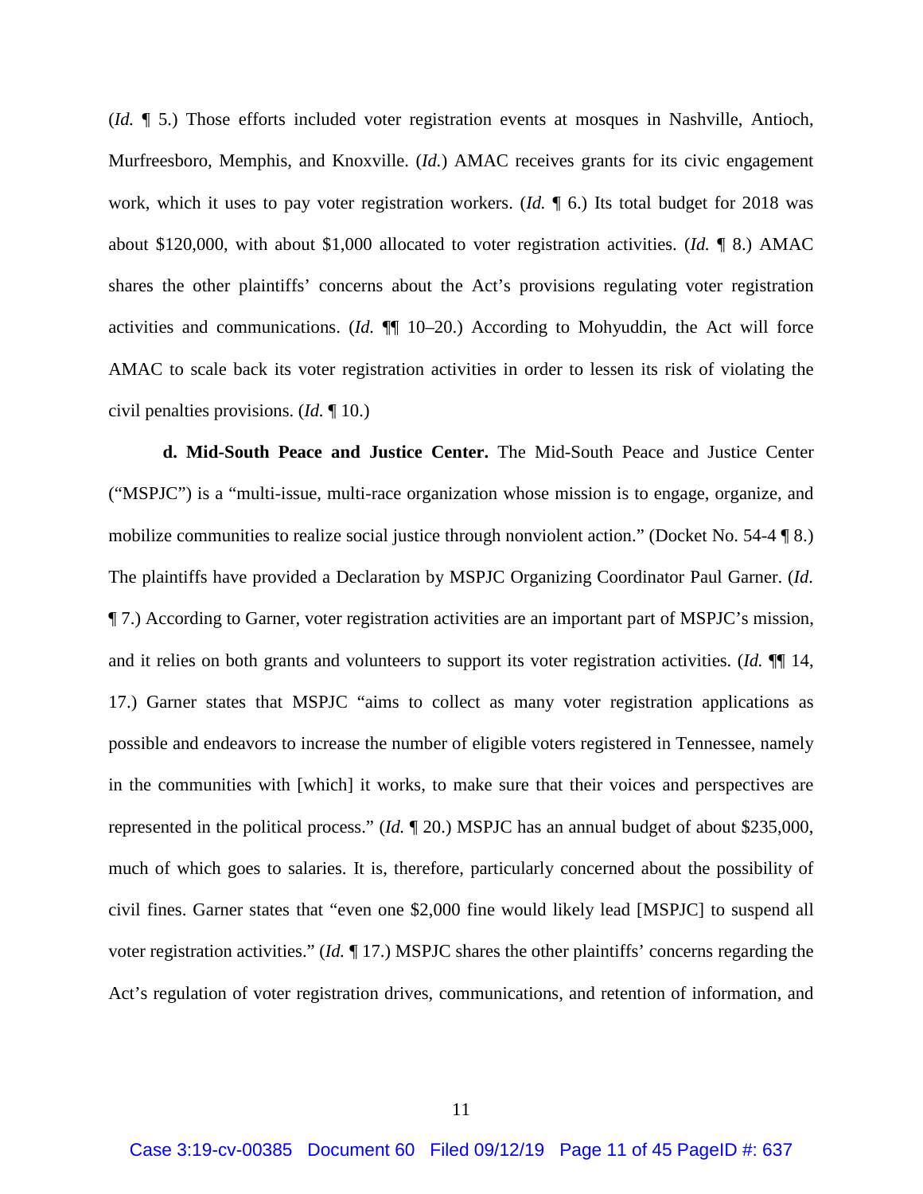(*Id.* ¶ 5.) Those efforts included voter registration events at mosques in Nashville, Antioch, Murfreesboro, Memphis, and Knoxville. (*Id.*) AMAC receives grants for its civic engagement work, which it uses to pay voter registration workers. (*Id.* ¶ 6.) Its total budget for 2018 was about $120,000, with about $1,000 allocated to voter registration activities. (*Id.* ¶ 8.) AMAC shares the other plaintiffs' concerns about the Act's provisions regulating voter registration activities and communications. (*Id.* ¶¶ 10–20.) According to Mohyuddin, the Act will force AMAC to scale back its voter registration activities in order to lessen its risk of violating the civil penalties provisions. (*Id.* ¶ 10.)

**d. Mid-South Peace and Justice Center.** The Mid-South Peace and Justice Center ("MSPJC") is a "multi-issue, multi-race organization whose mission is to engage, organize, and mobilize communities to realize social justice through nonviolent action." (Docket No. 54-4 ¶ 8.) The plaintiffs have provided a Declaration by MSPJC Organizing Coordinator Paul Garner. (*Id.* ¶ 7.) According to Garner, voter registration activities are an important part of MSPJC's mission, and it relies on both grants and volunteers to support its voter registration activities. (*Id.* ¶¶ 14, 17.) Garner states that MSPJC "aims to collect as many voter registration applications as possible and endeavors to increase the number of eligible voters registered in Tennessee, namely in the communities with [which] it works, to make sure that their voices and perspectives are represented in the political process." (*Id.* ¶ 20.) MSPJC has an annual budget of about $235,000, much of which goes to salaries. It is, therefore, particularly concerned about the possibility of civil fines. Garner states that "even one $2,000 fine would likely lead [MSPJC] to suspend all voter registration activities." (*Id.* ¶ 17.) MSPJC shares the other plaintiffs' concerns regarding the Act's regulation of voter registration drives, communications, and retention of information, and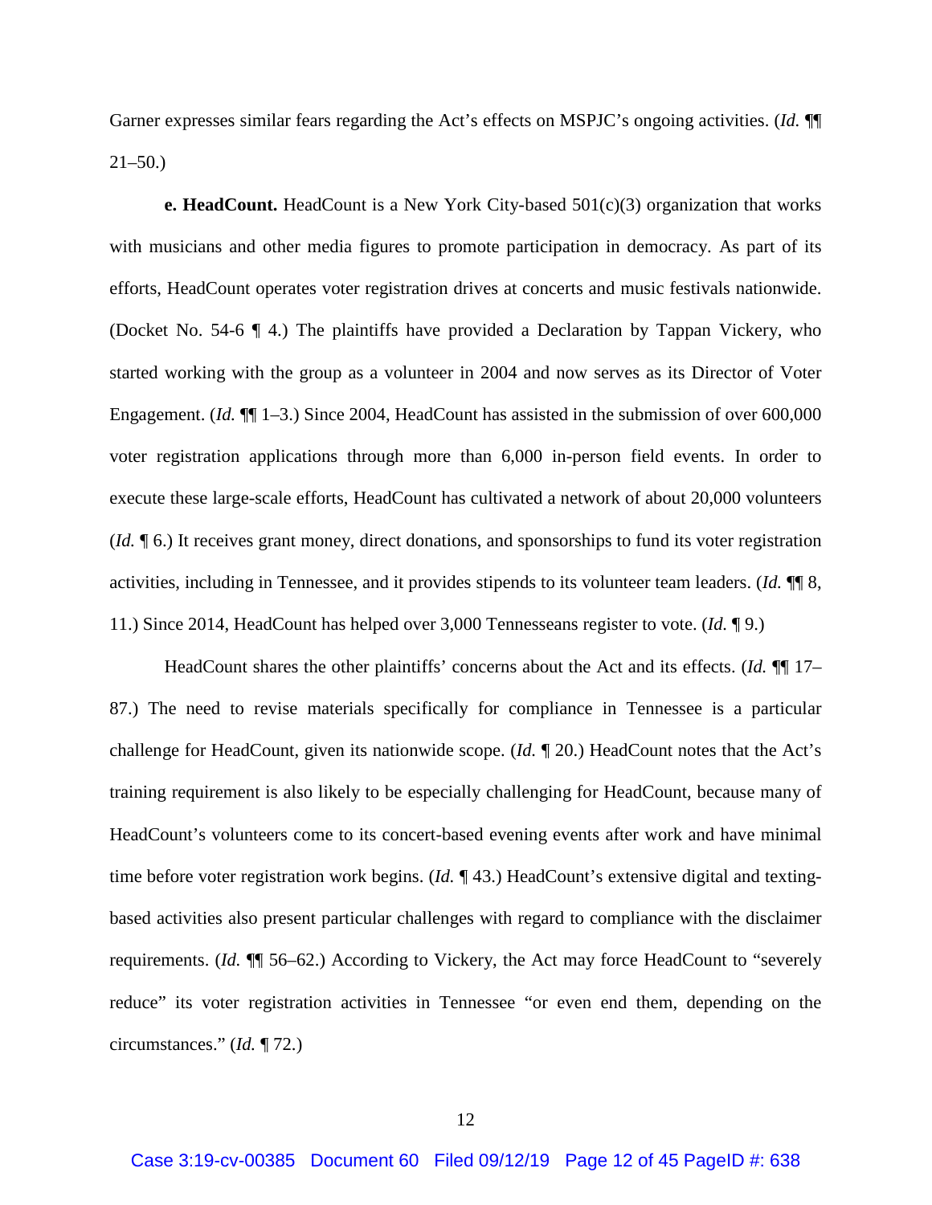Garner expresses similar fears regarding the Act's effects on MSPJC's ongoing activities. (*Id.* ¶¶ 21–50.)

**e. HeadCount.** HeadCount is a New York City-based 501(c)(3) organization that works with musicians and other media figures to promote participation in democracy. As part of its efforts, HeadCount operates voter registration drives at concerts and music festivals nationwide. (Docket No. 54-6 ¶ 4.) The plaintiffs have provided a Declaration by Tappan Vickery, who started working with the group as a volunteer in 2004 and now serves as its Director of Voter Engagement. (*Id.* ¶¶ 1–3.) Since 2004, HeadCount has assisted in the submission of over 600,000 voter registration applications through more than 6,000 in-person field events. In order to execute these large-scale efforts, HeadCount has cultivated a network of about 20,000 volunteers (*Id.* ¶ 6.) It receives grant money, direct donations, and sponsorships to fund its voter registration activities, including in Tennessee, and it provides stipends to its volunteer team leaders. (*Id.* ¶¶ 8, 11.) Since 2014, HeadCount has helped over 3,000 Tennesseans register to vote. (*Id.* ¶ 9.)

HeadCount shares the other plaintiffs' concerns about the Act and its effects. (*Id.* ¶¶ 17–87.) The need to revise materials specifically for compliance in Tennessee is a particular challenge for HeadCount, given its nationwide scope. (*Id.* ¶ 20.) HeadCount notes that the Act's training requirement is also likely to be especially challenging for HeadCount, because many of HeadCount's volunteers come to its concert-based evening events after work and have minimal time before voter registration work begins. (*Id.* ¶ 43.) HeadCount's extensive digital and texting-based activities also present particular challenges with regard to compliance with the disclaimer requirements. (*Id.* ¶¶ 56–62.) According to Vickery, the Act may force HeadCount to "severely reduce" its voter registration activities in Tennessee "or even end them, depending on the circumstances." (*Id.* ¶ 72.)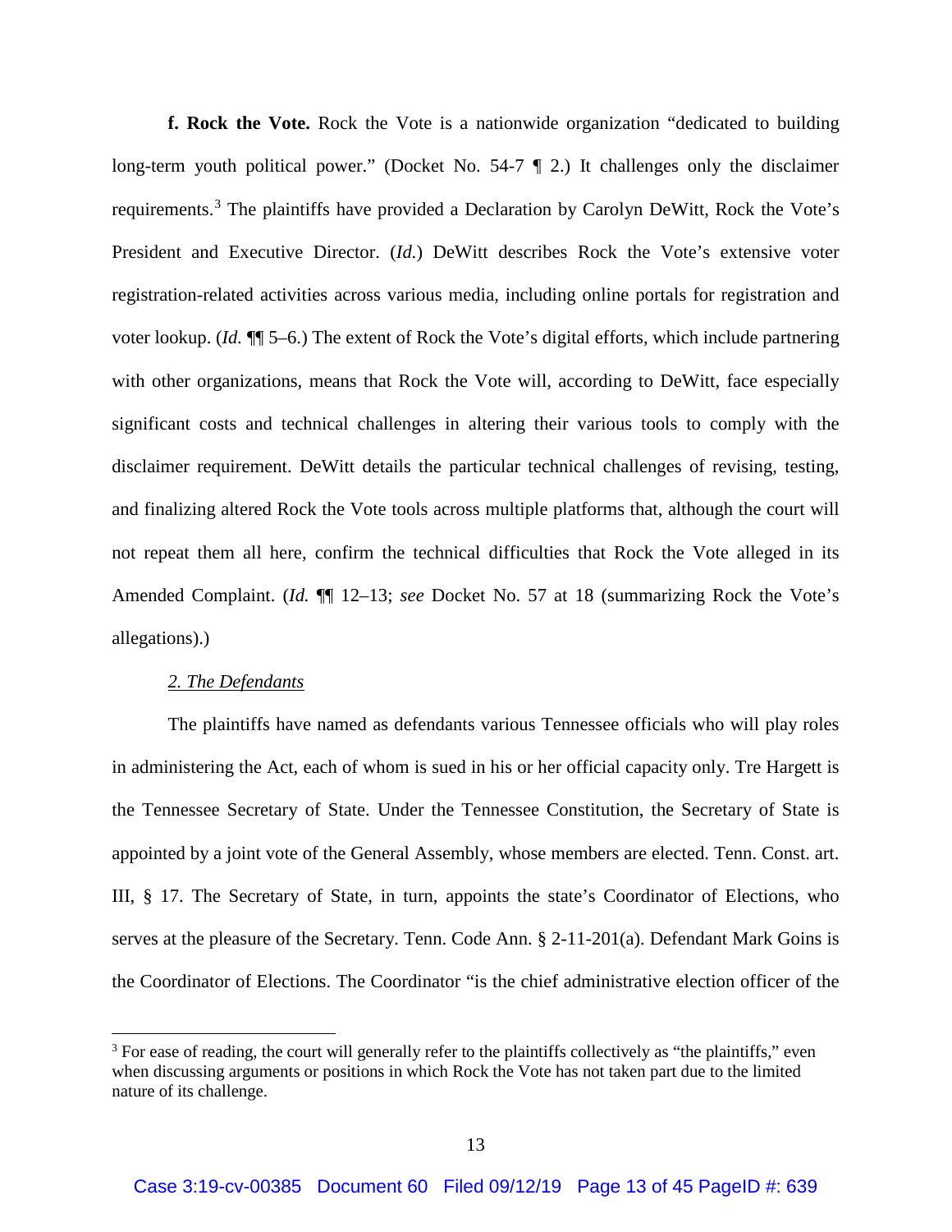**f. Rock the Vote.** Rock the Vote is a nationwide organization "dedicated to building long-term youth political power." (Docket No. 54-7 ¶ 2.) It challenges only the disclaimer requirements.[3] The plaintiffs have provided a Declaration by Carolyn DeWitt, Rock the Vote's President and Executive Director. (*Id.*) DeWitt describes Rock the Vote's extensive voter registration-related activities across various media, including online portals for registration and voter lookup. (*Id.* ¶¶ 5–6.) The extent of Rock the Vote's digital efforts, which include partnering with other organizations, means that Rock the Vote will, according to DeWitt, face especially significant costs and technical challenges in altering their various tools to comply with the disclaimer requirement. DeWitt details the particular technical challenges of revising, testing, and finalizing altered Rock the Vote tools across multiple platforms that, although the court will not repeat them all here, confirm the technical difficulties that Rock the Vote alleged in its Amended Complaint. (*Id.* ¶¶ 12–13; *see* Docket No. 57 at 18 (summarizing Rock the Vote's allegations).)

*2. The Defendants*

The plaintiffs have named as defendants various Tennessee officials who will play roles in administering the Act, each of whom is sued in his or her official capacity only. Tre Hargett is the Tennessee Secretary of State. Under the Tennessee Constitution, the Secretary of State is appointed by a joint vote of the General Assembly, whose members are elected. Tenn. Const. art. III, § 17. The Secretary of State, in turn, appoints the state's Coordinator of Elections, who serves at the pleasure of the Secretary. Tenn. Code Ann. § 2-11-201(a). Defendant Mark Goins is the Coordinator of Elections. The Coordinator "is the chief administrative election officer of the

---

[3] For ease of reading, the court will generally refer to the plaintiffs collectively as "the plaintiffs," even when discussing arguments or positions in which Rock the Vote has not taken part due to the limited nature of its challenge.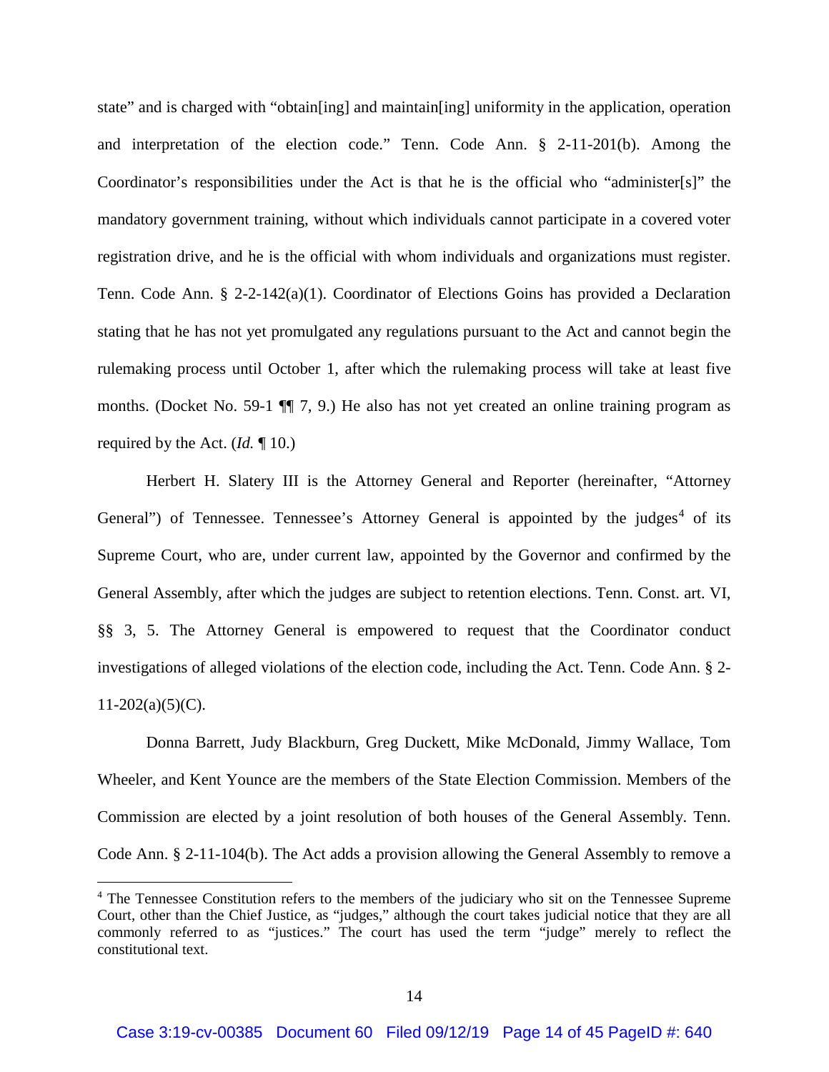state" and is charged with "obtain[ing] and maintain[ing] uniformity in the application, operation and interpretation of the election code." Tenn. Code Ann. § 2-11-201(b). Among the Coordinator's responsibilities under the Act is that he is the official who "administer[s]" the mandatory government training, without which individuals cannot participate in a covered voter registration drive, and he is the official with whom individuals and organizations must register. Tenn. Code Ann. § 2-2-142(a)(1). Coordinator of Elections Goins has provided a Declaration stating that he has not yet promulgated any regulations pursuant to the Act and cannot begin the rulemaking process until October 1, after which the rulemaking process will take at least five months. (Docket No. 59-1 ¶¶ 7, 9.) He also has not yet created an online training program as required by the Act. (*Id.* ¶ 10.)

Herbert H. Slatery III is the Attorney General and Reporter (hereinafter, "Attorney General") of Tennessee. Tennessee's Attorney General is appointed by the judges[4] of its Supreme Court, who are, under current law, appointed by the Governor and confirmed by the General Assembly, after which the judges are subject to retention elections. Tenn. Const. art. VI, §§ 3, 5. The Attorney General is empowered to request that the Coordinator conduct investigations of alleged violations of the election code, including the Act. Tenn. Code Ann. § 2-11-202(a)(5)(C).

Donna Barrett, Judy Blackburn, Greg Duckett, Mike McDonald, Jimmy Wallace, Tom Wheeler, and Kent Younce are the members of the State Election Commission. Members of the Commission are elected by a joint resolution of both houses of the General Assembly. Tenn. Code Ann. § 2-11-104(b). The Act adds a provision allowing the General Assembly to remove a

[4] The Tennessee Constitution refers to the members of the judiciary who sit on the Tennessee Supreme Court, other than the Chief Justice, as "judges," although the court takes judicial notice that they are all commonly referred to as "justices." The court has used the term "judge" merely to reflect the constitutional text.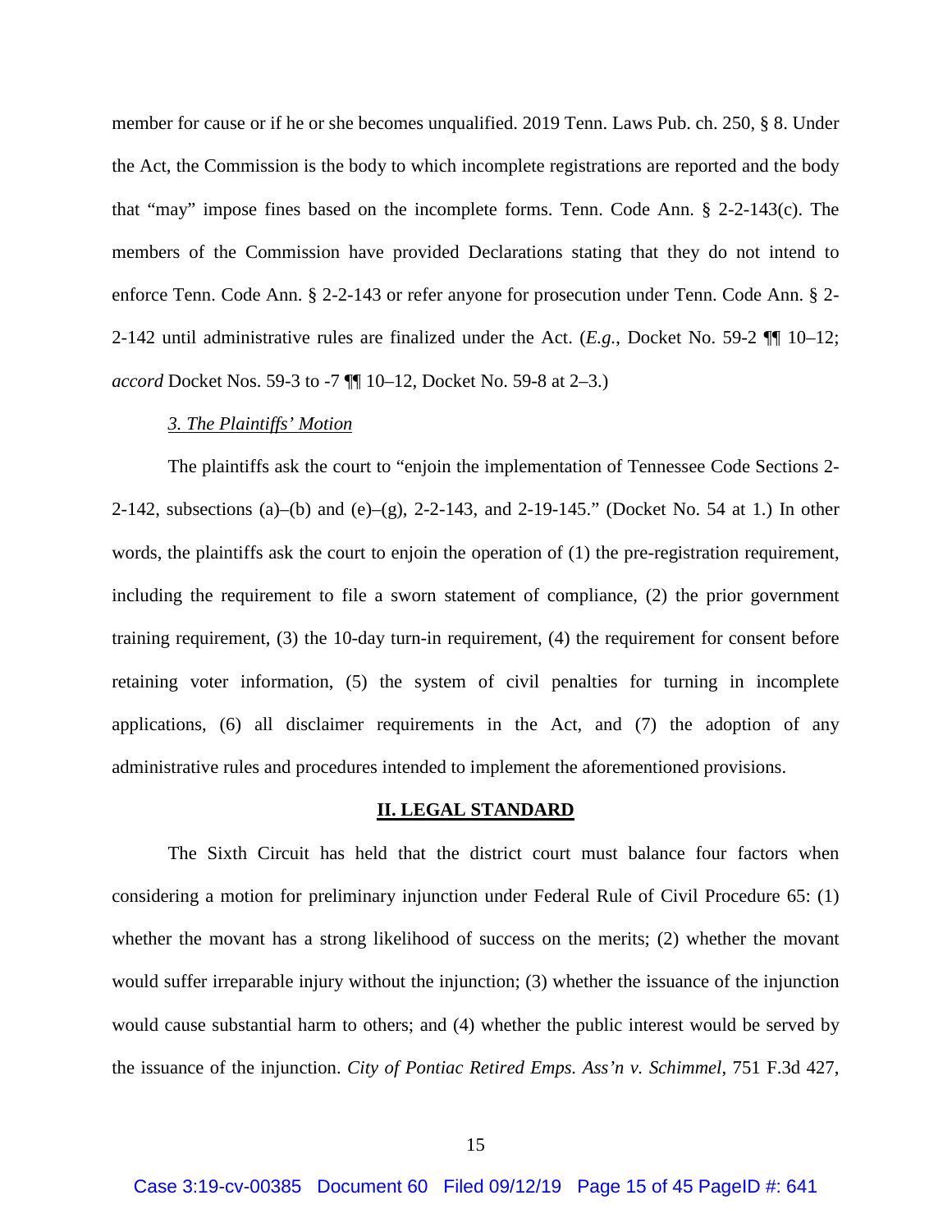member for cause or if he or she becomes unqualified. 2019 Tenn. Laws Pub. ch. 250, § 8. Under the Act, the Commission is the body to which incomplete registrations are reported and the body that "may" impose fines based on the incomplete forms. Tenn. Code Ann. § 2-2-143(c). The members of the Commission have provided Declarations stating that they do not intend to enforce Tenn. Code Ann. § 2-2-143 or refer anyone for prosecution under Tenn. Code Ann. § 2-2-142 until administrative rules are finalized under the Act. (*E.g.*, Docket No. 59-2 ¶¶ 10–12; *accord* Docket Nos. 59-3 to -7 ¶¶ 10–12, Docket No. 59-8 at 2–3.)

*3. The Plaintiffs' Motion*

The plaintiffs ask the court to "enjoin the implementation of Tennessee Code Sections 2-2-142, subsections (a)–(b) and (e)–(g), 2-2-143, and 2-19-145." (Docket No. 54 at 1.) In other words, the plaintiffs ask the court to enjoin the operation of (1) the pre-registration requirement, including the requirement to file a sworn statement of compliance, (2) the prior government training requirement, (3) the 10-day turn-in requirement, (4) the requirement for consent before retaining voter information, (5) the system of civil penalties for turning in incomplete applications, (6) all disclaimer requirements in the Act, and (7) the adoption of any administrative rules and procedures intended to implement the aforementioned provisions.

## II. LEGAL STANDARD

The Sixth Circuit has held that the district court must balance four factors when considering a motion for preliminary injunction under Federal Rule of Civil Procedure 65: (1) whether the movant has a strong likelihood of success on the merits; (2) whether the movant would suffer irreparable injury without the injunction; (3) whether the issuance of the injunction would cause substantial harm to others; and (4) whether the public interest would be served by the issuance of the injunction. *City of Pontiac Retired Emps. Ass'n v. Schimmel*, 751 F.3d 427,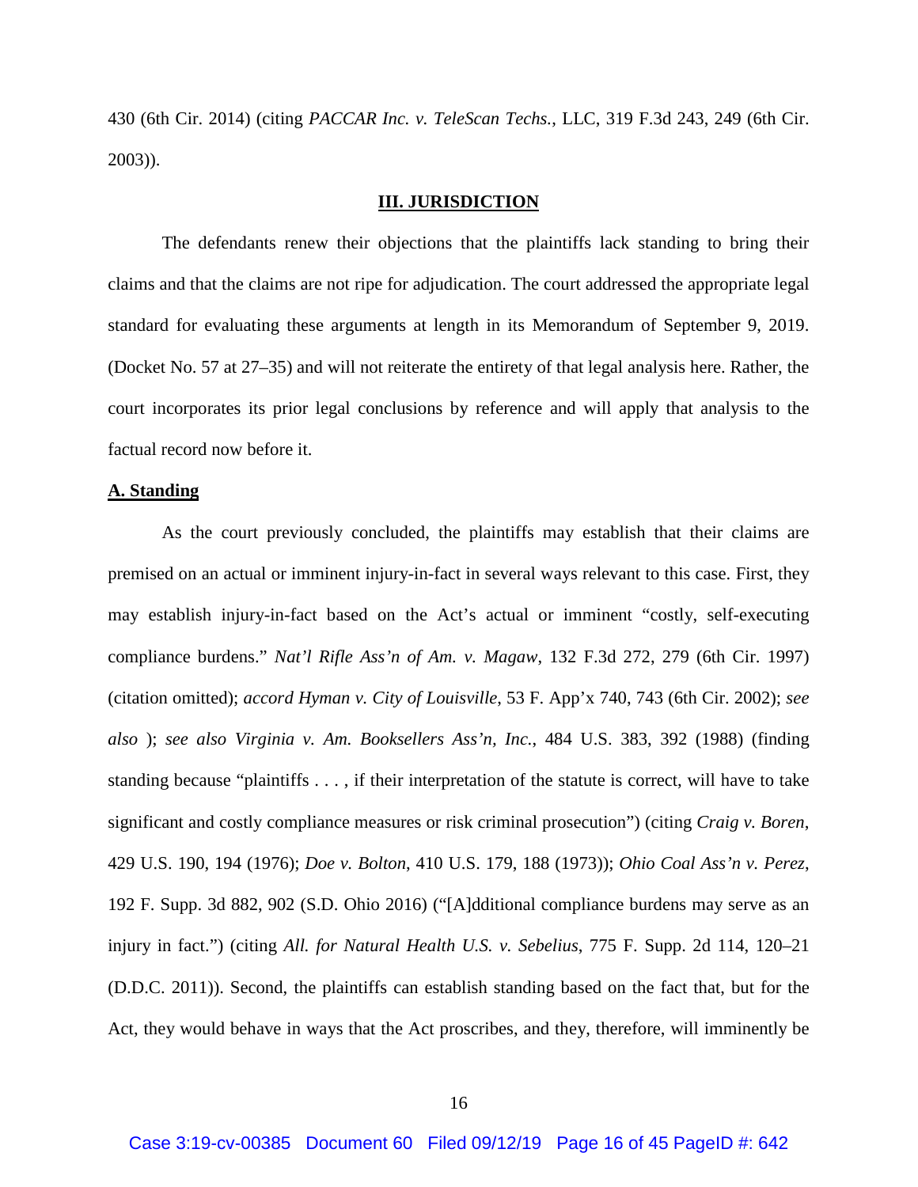430 (6th Cir. 2014) (citing *PACCAR Inc. v. TeleScan Techs.*, LLC, 319 F.3d 243, 249 (6th Cir. 2003)).

## III. JURISDICTION

The defendants renew their objections that the plaintiffs lack standing to bring their claims and that the claims are not ripe for adjudication. The court addressed the appropriate legal standard for evaluating these arguments at length in its Memorandum of September 9, 2019. (Docket No. 57 at 27–35) and will not reiterate the entirety of that legal analysis here. Rather, the court incorporates its prior legal conclusions by reference and will apply that analysis to the factual record now before it.

### A. Standing

As the court previously concluded, the plaintiffs may establish that their claims are premised on an actual or imminent injury-in-fact in several ways relevant to this case. First, they may establish injury-in-fact based on the Act's actual or imminent "costly, self-executing compliance burdens." *Nat'l Rifle Ass'n of Am. v. Magaw*, 132 F.3d 272, 279 (6th Cir. 1997) (citation omitted); *accord Hyman v. City of Louisville*, 53 F. App'x 740, 743 (6th Cir. 2002); *see also* ); *see also Virginia v. Am. Booksellers Ass'n, Inc.*, 484 U.S. 383, 392 (1988) (finding standing because "plaintiffs . . . , if their interpretation of the statute is correct, will have to take significant and costly compliance measures or risk criminal prosecution") (citing *Craig v. Boren*, 429 U.S. 190, 194 (1976); *Doe v. Bolton*, 410 U.S. 179, 188 (1973)); *Ohio Coal Ass'n v. Perez*, 192 F. Supp. 3d 882, 902 (S.D. Ohio 2016) ("[A]dditional compliance burdens may serve as an injury in fact.") (citing *All. for Natural Health U.S. v. Sebelius*, 775 F. Supp. 2d 114, 120–21 (D.D.C. 2011)). Second, the plaintiffs can establish standing based on the fact that, but for the Act, they would behave in ways that the Act proscribes, and they, therefore, will imminently be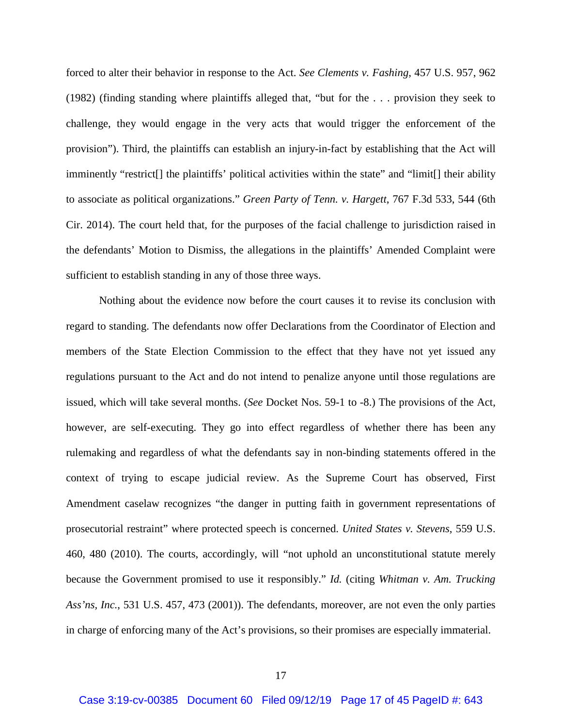forced to alter their behavior in response to the Act. *See Clements v. Fashing*, 457 U.S. 957, 962 (1982) (finding standing where plaintiffs alleged that, "but for the . . . provision they seek to challenge, they would engage in the very acts that would trigger the enforcement of the provision"). Third, the plaintiffs can establish an injury-in-fact by establishing that the Act will imminently "restrict[] the plaintiffs' political activities within the state" and "limit[] their ability to associate as political organizations." *Green Party of Tenn. v. Hargett*, 767 F.3d 533, 544 (6th Cir. 2014). The court held that, for the purposes of the facial challenge to jurisdiction raised in the defendants' Motion to Dismiss, the allegations in the plaintiffs' Amended Complaint were sufficient to establish standing in any of those three ways.

Nothing about the evidence now before the court causes it to revise its conclusion with regard to standing. The defendants now offer Declarations from the Coordinator of Election and members of the State Election Commission to the effect that they have not yet issued any regulations pursuant to the Act and do not intend to penalize anyone until those regulations are issued, which will take several months. (*See* Docket Nos. 59-1 to -8.) The provisions of the Act, however, are self-executing. They go into effect regardless of whether there has been any rulemaking and regardless of what the defendants say in non-binding statements offered in the context of trying to escape judicial review. As the Supreme Court has observed, First Amendment caselaw recognizes "the danger in putting faith in government representations of prosecutorial restraint" where protected speech is concerned. *United States v. Stevens*, 559 U.S. 460, 480 (2010). The courts, accordingly, will "not uphold an unconstitutional statute merely because the Government promised to use it responsibly." *Id.* (citing *Whitman v. Am. Trucking Ass'ns, Inc.*, 531 U.S. 457, 473 (2001)). The defendants, moreover, are not even the only parties in charge of enforcing many of the Act's provisions, so their promises are especially immaterial.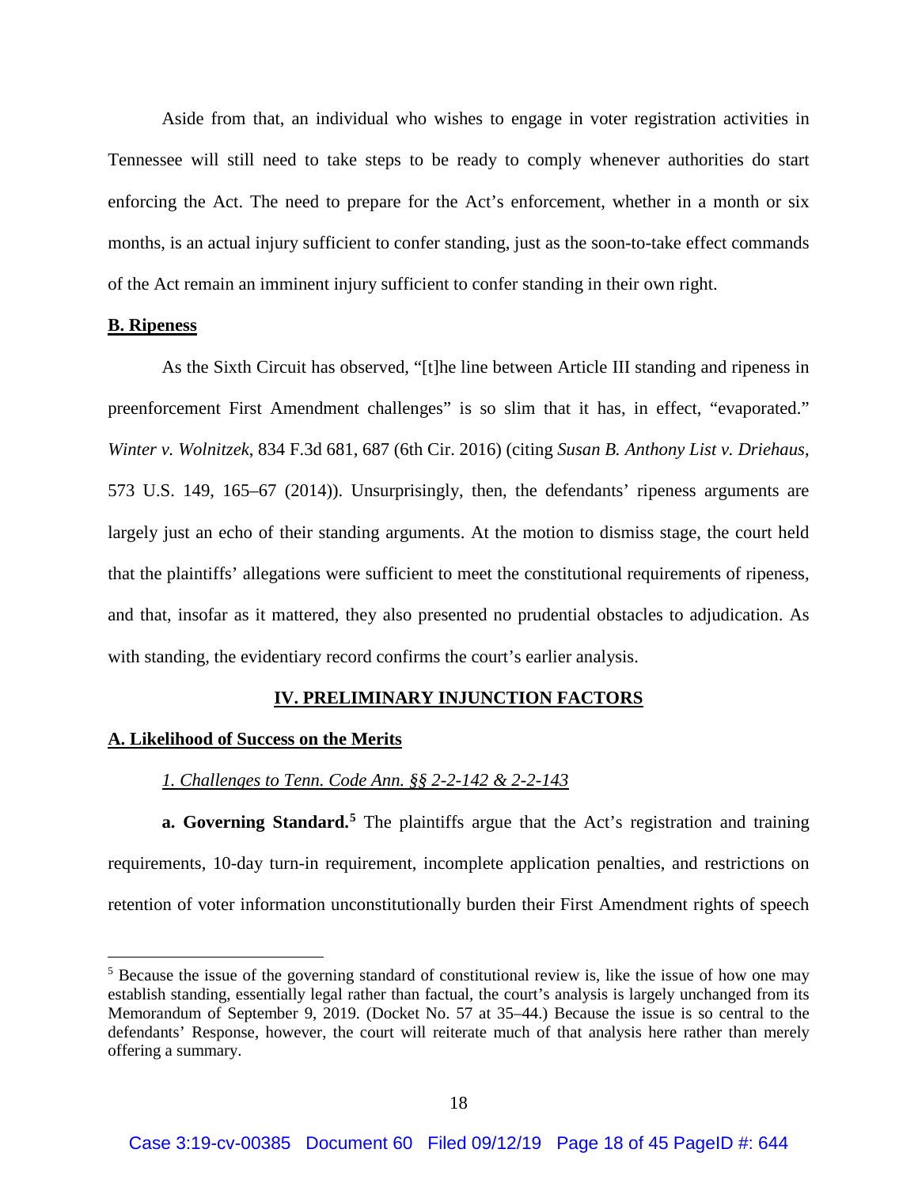Aside from that, an individual who wishes to engage in voter registration activities in Tennessee will still need to take steps to be ready to comply whenever authorities do start enforcing the Act. The need to prepare for the Act's enforcement, whether in a month or six months, is an actual injury sufficient to confer standing, just as the soon-to-take effect commands of the Act remain an imminent injury sufficient to confer standing in their own right.

**B. Ripeness**

As the Sixth Circuit has observed, "[t]he line between Article III standing and ripeness in preenforcement First Amendment challenges" is so slim that it has, in effect, "evaporated." *Winter v. Wolnitzek*, 834 F.3d 681, 687 (6th Cir. 2016) (citing *Susan B. Anthony List v. Driehaus*, 573 U.S. 149, 165–67 (2014)). Unsurprisingly, then, the defendants' ripeness arguments are largely just an echo of their standing arguments. At the motion to dismiss stage, the court held that the plaintiffs' allegations were sufficient to meet the constitutional requirements of ripeness, and that, insofar as it mattered, they also presented no prudential obstacles to adjudication. As with standing, the evidentiary record confirms the court's earlier analysis.

## IV. PRELIMINARY INJUNCTION FACTORS

**A. Likelihood of Success on the Merits**

*1. Challenges to Tenn. Code Ann. §§ 2-2-142 & 2-2-143*

**a. Governing Standard.**[5] The plaintiffs argue that the Act's registration and training requirements, 10-day turn-in requirement, incomplete application penalties, and restrictions on retention of voter information unconstitutionally burden their First Amendment rights of speech

[5] Because the issue of the governing standard of constitutional review is, like the issue of how one may establish standing, essentially legal rather than factual, the court's analysis is largely unchanged from its Memorandum of September 9, 2019. (Docket No. 57 at 35–44.) Because the issue is so central to the defendants' Response, however, the court will reiterate much of that analysis here rather than merely offering a summary.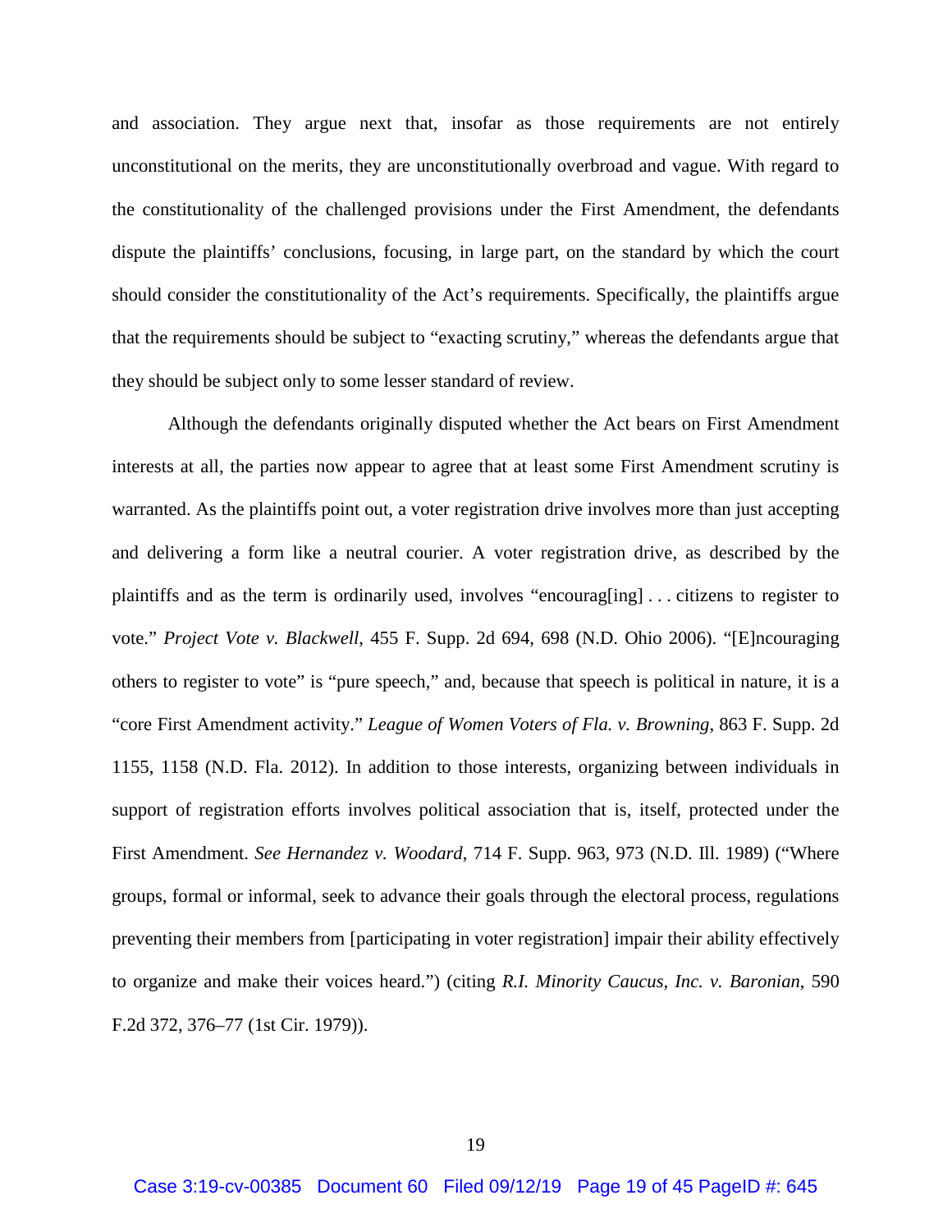and association. They argue next that, insofar as those requirements are not entirely unconstitutional on the merits, they are unconstitutionally overbroad and vague. With regard to the constitutionality of the challenged provisions under the First Amendment, the defendants dispute the plaintiffs' conclusions, focusing, in large part, on the standard by which the court should consider the constitutionality of the Act's requirements. Specifically, the plaintiffs argue that the requirements should be subject to "exacting scrutiny," whereas the defendants argue that they should be subject only to some lesser standard of review.

Although the defendants originally disputed whether the Act bears on First Amendment interests at all, the parties now appear to agree that at least some First Amendment scrutiny is warranted. As the plaintiffs point out, a voter registration drive involves more than just accepting and delivering a form like a neutral courier. A voter registration drive, as described by the plaintiffs and as the term is ordinarily used, involves "encourag[ing] . . . citizens to register to vote." *Project Vote v. Blackwell*, 455 F. Supp. 2d 694, 698 (N.D. Ohio 2006). "[E]ncouraging others to register to vote" is "pure speech," and, because that speech is political in nature, it is a "core First Amendment activity." *League of Women Voters of Fla. v. Browning*, 863 F. Supp. 2d 1155, 1158 (N.D. Fla. 2012). In addition to those interests, organizing between individuals in support of registration efforts involves political association that is, itself, protected under the First Amendment. *See Hernandez v. Woodard*, 714 F. Supp. 963, 973 (N.D. Ill. 1989) ("Where groups, formal or informal, seek to advance their goals through the electoral process, regulations preventing their members from [participating in voter registration] impair their ability effectively to organize and make their voices heard.") (citing *R.I. Minority Caucus, Inc. v. Baronian*, 590 F.2d 372, 376–77 (1st Cir. 1979)).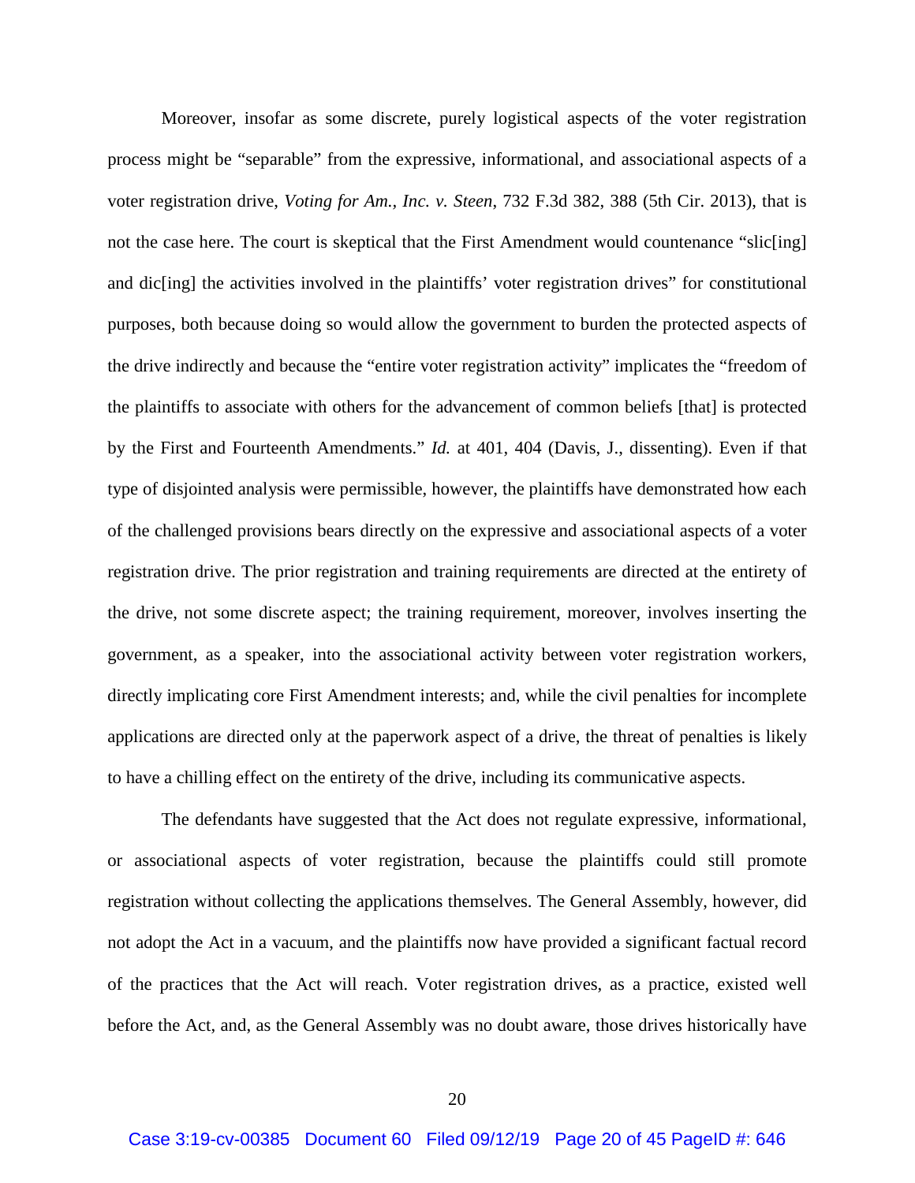Moreover, insofar as some discrete, purely logistical aspects of the voter registration process might be "separable" from the expressive, informational, and associational aspects of a voter registration drive, *Voting for Am., Inc. v. Steen*, 732 F.3d 382, 388 (5th Cir. 2013), that is not the case here. The court is skeptical that the First Amendment would countenance "slic[ing] and dic[ing] the activities involved in the plaintiffs' voter registration drives" for constitutional purposes, both because doing so would allow the government to burden the protected aspects of the drive indirectly and because the "entire voter registration activity" implicates the "freedom of the plaintiffs to associate with others for the advancement of common beliefs [that] is protected by the First and Fourteenth Amendments." *Id.* at 401, 404 (Davis, J., dissenting). Even if that type of disjointed analysis were permissible, however, the plaintiffs have demonstrated how each of the challenged provisions bears directly on the expressive and associational aspects of a voter registration drive. The prior registration and training requirements are directed at the entirety of the drive, not some discrete aspect; the training requirement, moreover, involves inserting the government, as a speaker, into the associational activity between voter registration workers, directly implicating core First Amendment interests; and, while the civil penalties for incomplete applications are directed only at the paperwork aspect of a drive, the threat of penalties is likely to have a chilling effect on the entirety of the drive, including its communicative aspects.

The defendants have suggested that the Act does not regulate expressive, informational, or associational aspects of voter registration, because the plaintiffs could still promote registration without collecting the applications themselves. The General Assembly, however, did not adopt the Act in a vacuum, and the plaintiffs now have provided a significant factual record of the practices that the Act will reach. Voter registration drives, as a practice, existed well before the Act, and, as the General Assembly was no doubt aware, those drives historically have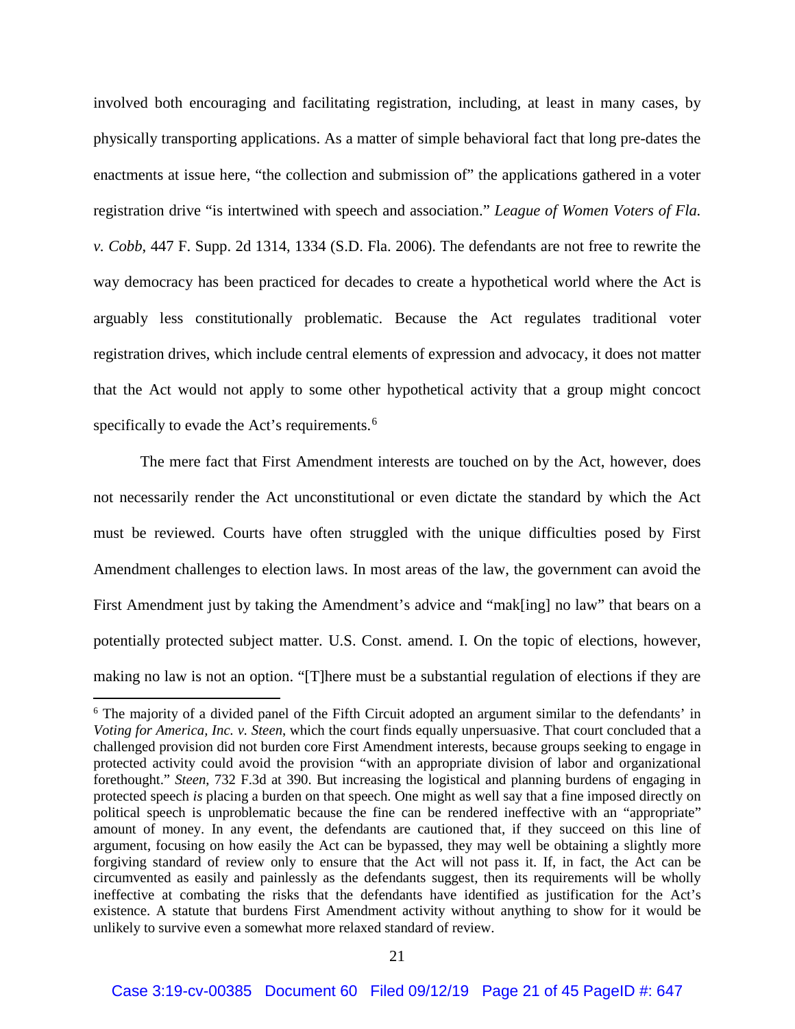involved both encouraging and facilitating registration, including, at least in many cases, by physically transporting applications. As a matter of simple behavioral fact that long pre-dates the enactments at issue here, "the collection and submission of" the applications gathered in a voter registration drive "is intertwined with speech and association." *League of Women Voters of Fla. v. Cobb*, 447 F. Supp. 2d 1314, 1334 (S.D. Fla. 2006). The defendants are not free to rewrite the way democracy has been practiced for decades to create a hypothetical world where the Act is arguably less constitutionally problematic. Because the Act regulates traditional voter registration drives, which include central elements of expression and advocacy, it does not matter that the Act would not apply to some other hypothetical activity that a group might concoct specifically to evade the Act's requirements.[6]

The mere fact that First Amendment interests are touched on by the Act, however, does not necessarily render the Act unconstitutional or even dictate the standard by which the Act must be reviewed. Courts have often struggled with the unique difficulties posed by First Amendment challenges to election laws. In most areas of the law, the government can avoid the First Amendment just by taking the Amendment's advice and "mak[ing] no law" that bears on a potentially protected subject matter. U.S. Const. amend. I. On the topic of elections, however, making no law is not an option. "[T]here must be a substantial regulation of elections if they are

---

[6] The majority of a divided panel of the Fifth Circuit adopted an argument similar to the defendants' in *Voting for America, Inc. v. Steen*, which the court finds equally unpersuasive. That court concluded that a challenged provision did not burden core First Amendment interests, because groups seeking to engage in protected activity could avoid the provision "with an appropriate division of labor and organizational forethought." *Steen*, 732 F.3d at 390. But increasing the logistical and planning burdens of engaging in protected speech *is* placing a burden on that speech. One might as well say that a fine imposed directly on political speech is unproblematic because the fine can be rendered ineffective with an "appropriate" amount of money. In any event, the defendants are cautioned that, if they succeed on this line of argument, focusing on how easily the Act can be bypassed, they may well be obtaining a slightly more forgiving standard of review only to ensure that the Act will not pass it. If, in fact, the Act can be circumvented as easily and painlessly as the defendants suggest, then its requirements will be wholly ineffective at combating the risks that the defendants have identified as justification for the Act's existence. A statute that burdens First Amendment activity without anything to show for it would be unlikely to survive even a somewhat more relaxed standard of review.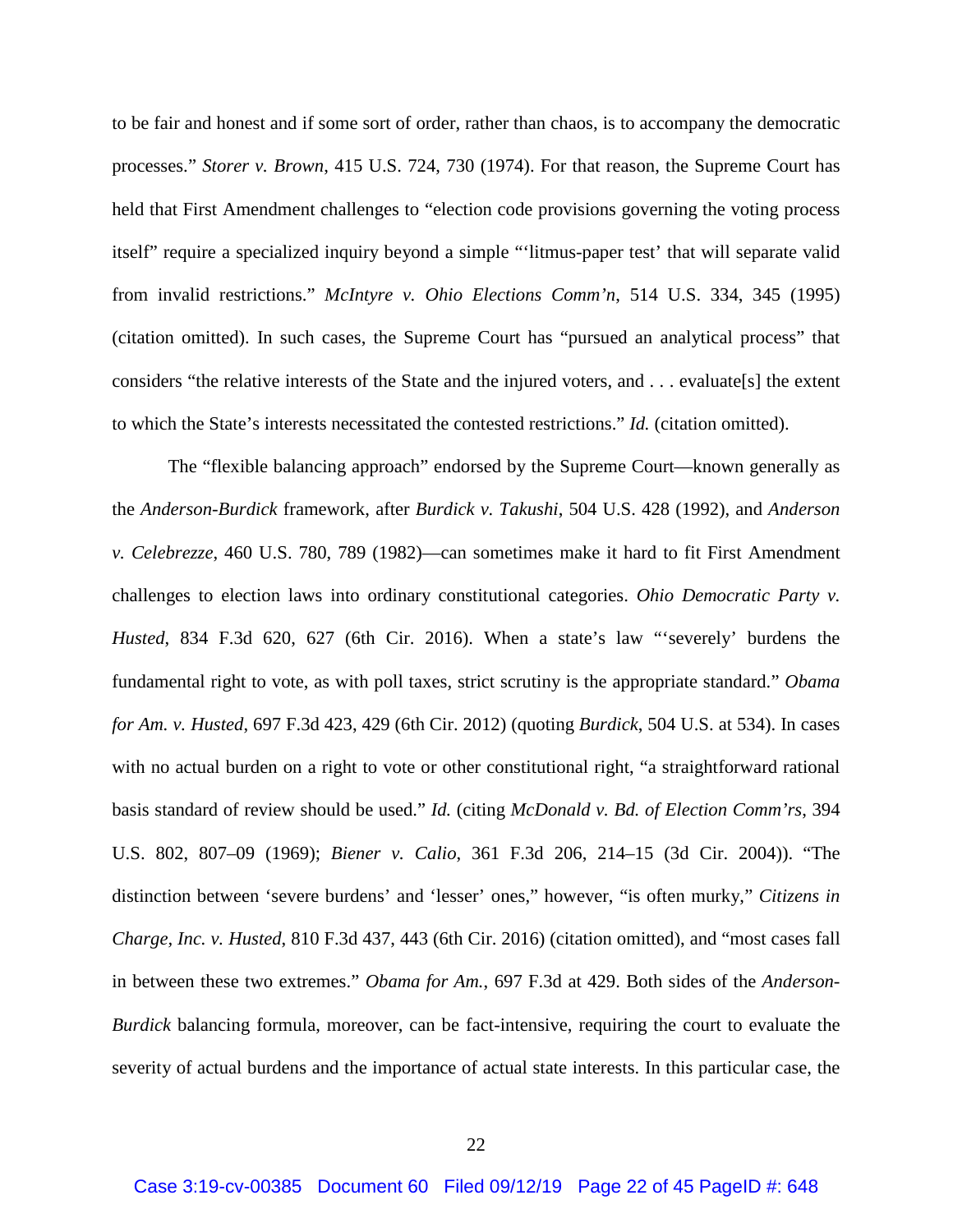to be fair and honest and if some sort of order, rather than chaos, is to accompany the democratic processes." *Storer v. Brown*, 415 U.S. 724, 730 (1974). For that reason, the Supreme Court has held that First Amendment challenges to "election code provisions governing the voting process itself" require a specialized inquiry beyond a simple "'litmus-paper test' that will separate valid from invalid restrictions." *McIntyre v. Ohio Elections Comm'n*, 514 U.S. 334, 345 (1995) (citation omitted). In such cases, the Supreme Court has "pursued an analytical process" that considers "the relative interests of the State and the injured voters, and . . . evaluate[s] the extent to which the State's interests necessitated the contested restrictions." *Id.* (citation omitted).

The "flexible balancing approach" endorsed by the Supreme Court—known generally as the *Anderson-Burdick* framework, after *Burdick v. Takushi*, 504 U.S. 428 (1992), and *Anderson v. Celebrezze*, 460 U.S. 780, 789 (1982)—can sometimes make it hard to fit First Amendment challenges to election laws into ordinary constitutional categories. *Ohio Democratic Party v. Husted*, 834 F.3d 620, 627 (6th Cir. 2016). When a state's law "'severely' burdens the fundamental right to vote, as with poll taxes, strict scrutiny is the appropriate standard." *Obama for Am. v. Husted*, 697 F.3d 423, 429 (6th Cir. 2012) (quoting *Burdick*, 504 U.S. at 534). In cases with no actual burden on a right to vote or other constitutional right, "a straightforward rational basis standard of review should be used." *Id.* (citing *McDonald v. Bd. of Election Comm'rs*, 394 U.S. 802, 807–09 (1969); *Biener v. Calio*, 361 F.3d 206, 214–15 (3d Cir. 2004)). "The distinction between 'severe burdens' and 'lesser' ones," however, "is often murky," *Citizens in Charge, Inc. v. Husted*, 810 F.3d 437, 443 (6th Cir. 2016) (citation omitted), and "most cases fall in between these two extremes." *Obama for Am.*, 697 F.3d at 429. Both sides of the *Anderson-Burdick* balancing formula, moreover, can be fact-intensive, requiring the court to evaluate the severity of actual burdens and the importance of actual state interests. In this particular case, the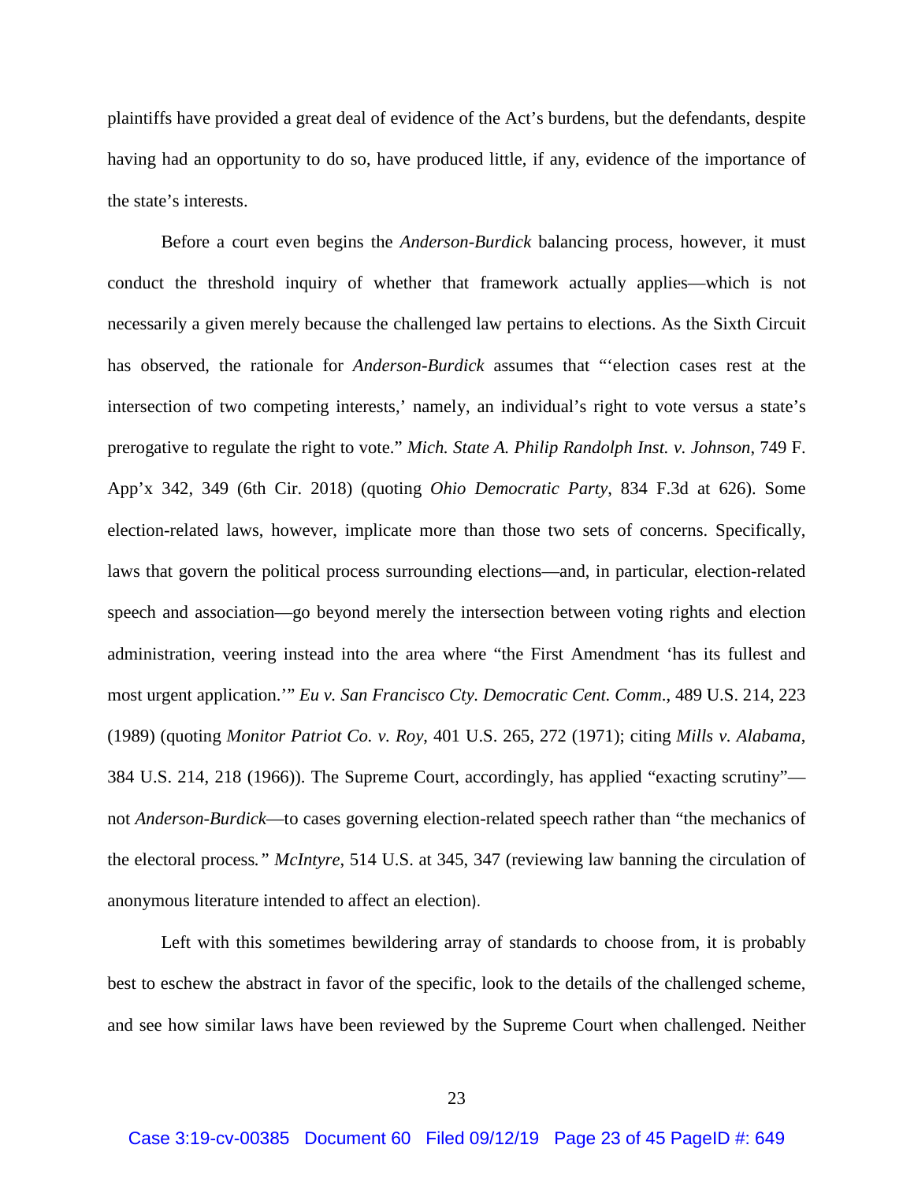plaintiffs have provided a great deal of evidence of the Act's burdens, but the defendants, despite having had an opportunity to do so, have produced little, if any, evidence of the importance of the state's interests.

Before a court even begins the *Anderson-Burdick* balancing process, however, it must conduct the threshold inquiry of whether that framework actually applies—which is not necessarily a given merely because the challenged law pertains to elections. As the Sixth Circuit has observed, the rationale for *Anderson-Burdick* assumes that "'election cases rest at the intersection of two competing interests,' namely, an individual's right to vote versus a state's prerogative to regulate the right to vote." *Mich. State A. Philip Randolph Inst. v. Johnson*, 749 F. App'x 342, 349 (6th Cir. 2018) (quoting *Ohio Democratic Party*, 834 F.3d at 626). Some election-related laws, however, implicate more than those two sets of concerns. Specifically, laws that govern the political process surrounding elections—and, in particular, election-related speech and association—go beyond merely the intersection between voting rights and election administration, veering instead into the area where "the First Amendment 'has its fullest and most urgent application.'" *Eu v. San Francisco Cty. Democratic Cent. Comm*., 489 U.S. 214, 223 (1989) (quoting *Monitor Patriot Co. v. Roy*, 401 U.S. 265, 272 (1971); citing *Mills v. Alabama*, 384 U.S. 214, 218 (1966)). The Supreme Court, accordingly, has applied "exacting scrutiny"—not *Anderson-Burdick*—to cases governing election-related speech rather than "the mechanics of the electoral process*." McIntyre*, 514 U.S. at 345, 347 (reviewing law banning the circulation of anonymous literature intended to affect an election).

Left with this sometimes bewildering array of standards to choose from, it is probably best to eschew the abstract in favor of the specific, look to the details of the challenged scheme, and see how similar laws have been reviewed by the Supreme Court when challenged. Neither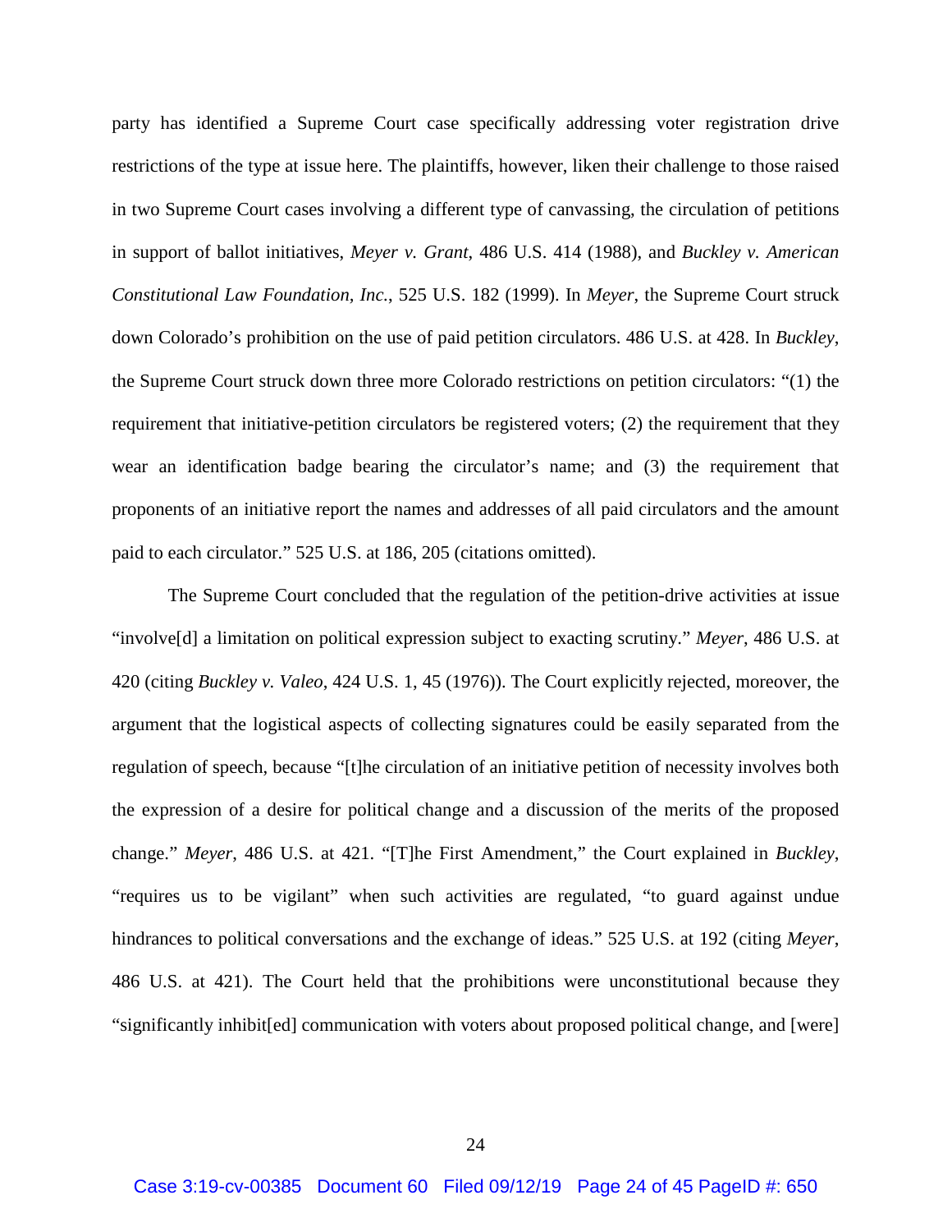party has identified a Supreme Court case specifically addressing voter registration drive restrictions of the type at issue here. The plaintiffs, however, liken their challenge to those raised in two Supreme Court cases involving a different type of canvassing, the circulation of petitions in support of ballot initiatives, *Meyer v. Grant*, 486 U.S. 414 (1988), and *Buckley v. American Constitutional Law Foundation, Inc.*, 525 U.S. 182 (1999). In *Meyer*, the Supreme Court struck down Colorado's prohibition on the use of paid petition circulators. 486 U.S. at 428. In *Buckley*, the Supreme Court struck down three more Colorado restrictions on petition circulators: "(1) the requirement that initiative-petition circulators be registered voters; (2) the requirement that they wear an identification badge bearing the circulator's name; and (3) the requirement that proponents of an initiative report the names and addresses of all paid circulators and the amount paid to each circulator." 525 U.S. at 186, 205 (citations omitted).

The Supreme Court concluded that the regulation of the petition-drive activities at issue "involve[d] a limitation on political expression subject to exacting scrutiny." *Meyer*, 486 U.S. at 420 (citing *Buckley v. Valeo*, 424 U.S. 1, 45 (1976)). The Court explicitly rejected, moreover, the argument that the logistical aspects of collecting signatures could be easily separated from the regulation of speech, because "[t]he circulation of an initiative petition of necessity involves both the expression of a desire for political change and a discussion of the merits of the proposed change." *Meyer*, 486 U.S. at 421. "[T]he First Amendment," the Court explained in *Buckley*, "requires us to be vigilant" when such activities are regulated, "to guard against undue hindrances to political conversations and the exchange of ideas." 525 U.S. at 192 (citing *Meyer*, 486 U.S. at 421). The Court held that the prohibitions were unconstitutional because they "significantly inhibit[ed] communication with voters about proposed political change, and [were]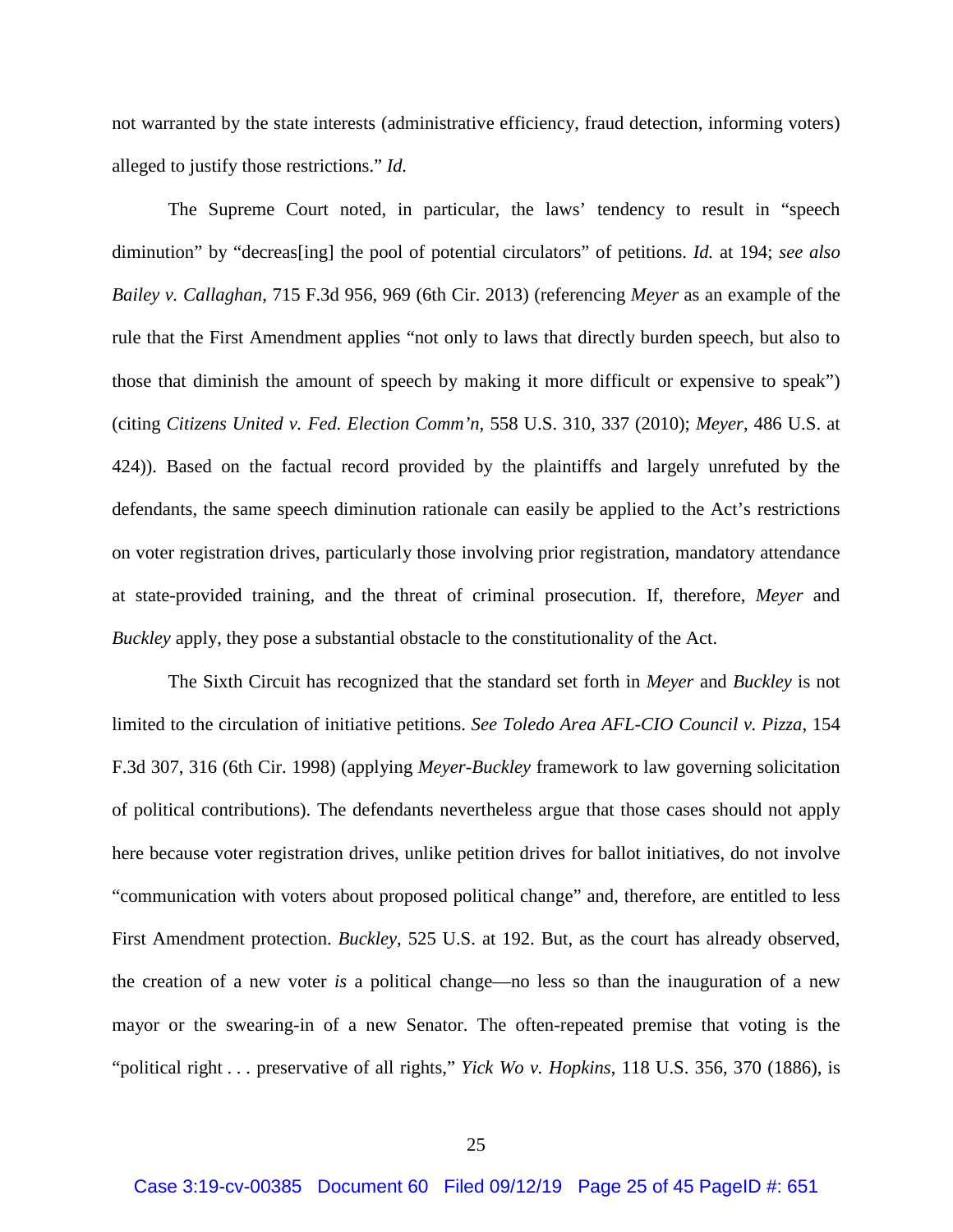not warranted by the state interests (administrative efficiency, fraud detection, informing voters) alleged to justify those restrictions." *Id.*

The Supreme Court noted, in particular, the laws' tendency to result in "speech diminution" by "decreas[ing] the pool of potential circulators" of petitions. *Id.* at 194; *see also Bailey v. Callaghan*, 715 F.3d 956, 969 (6th Cir. 2013) (referencing *Meyer* as an example of the rule that the First Amendment applies "not only to laws that directly burden speech, but also to those that diminish the amount of speech by making it more difficult or expensive to speak") (citing *Citizens United v. Fed. Election Comm'n*, 558 U.S. 310, 337 (2010); *Meyer*, 486 U.S. at 424)). Based on the factual record provided by the plaintiffs and largely unrefuted by the defendants, the same speech diminution rationale can easily be applied to the Act's restrictions on voter registration drives, particularly those involving prior registration, mandatory attendance at state-provided training, and the threat of criminal prosecution. If, therefore, *Meyer* and *Buckley* apply, they pose a substantial obstacle to the constitutionality of the Act.

The Sixth Circuit has recognized that the standard set forth in *Meyer* and *Buckley* is not limited to the circulation of initiative petitions. *See Toledo Area AFL-CIO Council v. Pizza*, 154 F.3d 307, 316 (6th Cir. 1998) (applying *Meyer-Buckley* framework to law governing solicitation of political contributions). The defendants nevertheless argue that those cases should not apply here because voter registration drives, unlike petition drives for ballot initiatives, do not involve "communication with voters about proposed political change" and, therefore, are entitled to less First Amendment protection. *Buckley*, 525 U.S. at 192. But, as the court has already observed, the creation of a new voter *is* a political change—no less so than the inauguration of a new mayor or the swearing-in of a new Senator. The often-repeated premise that voting is the "political right . . . preservative of all rights," *Yick Wo v. Hopkins*, 118 U.S. 356, 370 (1886), is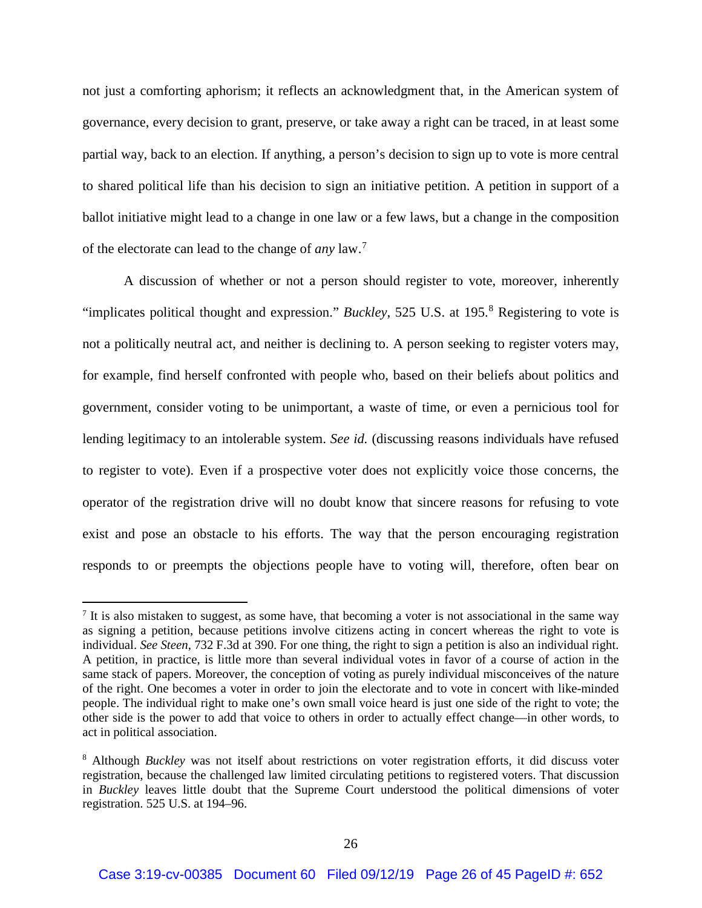not just a comforting aphorism; it reflects an acknowledgment that, in the American system of governance, every decision to grant, preserve, or take away a right can be traced, in at least some partial way, back to an election. If anything, a person's decision to sign up to vote is more central to shared political life than his decision to sign an initiative petition. A petition in support of a ballot initiative might lead to a change in one law or a few laws, but a change in the composition of the electorate can lead to the change of *any* law.[7]

A discussion of whether or not a person should register to vote, moreover, inherently "implicates political thought and expression." *Buckley*, 525 U.S. at 195.[8] Registering to vote is not a politically neutral act, and neither is declining to. A person seeking to register voters may, for example, find herself confronted with people who, based on their beliefs about politics and government, consider voting to be unimportant, a waste of time, or even a pernicious tool for lending legitimacy to an intolerable system. *See id.* (discussing reasons individuals have refused to register to vote). Even if a prospective voter does not explicitly voice those concerns, the operator of the registration drive will no doubt know that sincere reasons for refusing to vote exist and pose an obstacle to his efforts. The way that the person encouraging registration responds to or preempts the objections people have to voting will, therefore, often bear on

---

[7] It is also mistaken to suggest, as some have, that becoming a voter is not associational in the same way as signing a petition, because petitions involve citizens acting in concert whereas the right to vote is individual. *See Steen*, 732 F.3d at 390. For one thing, the right to sign a petition is also an individual right. A petition, in practice, is little more than several individual votes in favor of a course of action in the same stack of papers. Moreover, the conception of voting as purely individual misconceives of the nature of the right. One becomes a voter in order to join the electorate and to vote in concert with like-minded people. The individual right to make one's own small voice heard is just one side of the right to vote; the other side is the power to add that voice to others in order to actually effect change—in other words, to act in political association.

[8] Although *Buckley* was not itself about restrictions on voter registration efforts, it did discuss voter registration, because the challenged law limited circulating petitions to registered voters. That discussion in *Buckley* leaves little doubt that the Supreme Court understood the political dimensions of voter registration. 525 U.S. at 194–96.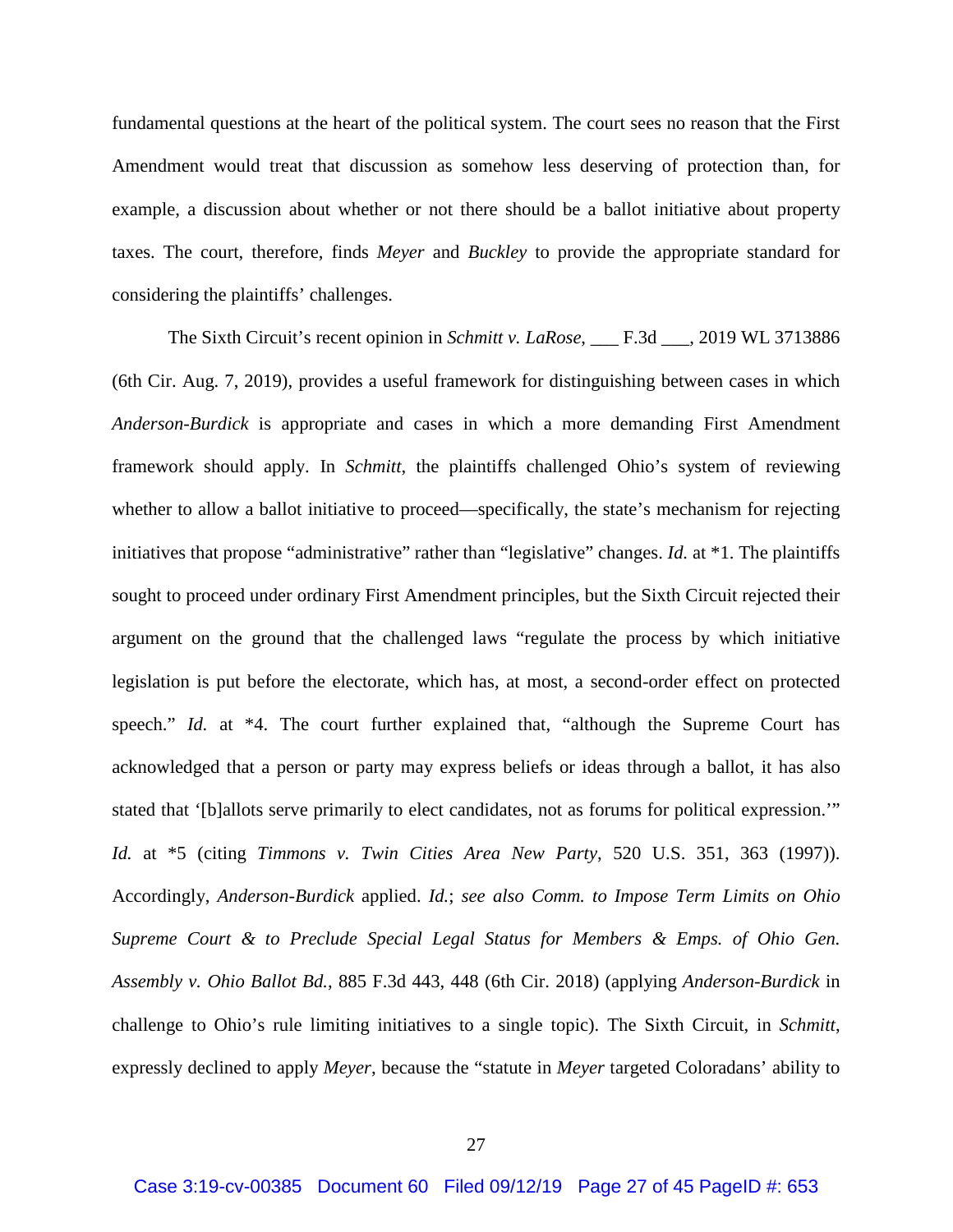fundamental questions at the heart of the political system. The court sees no reason that the First Amendment would treat that discussion as somehow less deserving of protection than, for example, a discussion about whether or not there should be a ballot initiative about property taxes. The court, therefore, finds *Meyer* and *Buckley* to provide the appropriate standard for considering the plaintiffs' challenges.

The Sixth Circuit's recent opinion in *Schmitt v. LaRose*, ___ F.3d ___, 2019 WL 3713886 (6th Cir. Aug. 7, 2019), provides a useful framework for distinguishing between cases in which *Anderson-Burdick* is appropriate and cases in which a more demanding First Amendment framework should apply. In *Schmitt*, the plaintiffs challenged Ohio's system of reviewing whether to allow a ballot initiative to proceed—specifically, the state's mechanism for rejecting initiatives that propose "administrative" rather than "legislative" changes. *Id.* at *1. The plaintiffs sought to proceed under ordinary First Amendment principles, but the Sixth Circuit rejected their argument on the ground that the challenged laws "regulate the process by which initiative legislation is put before the electorate, which has, at most, a second-order effect on protected speech." *Id.* at *4. The court further explained that, "although the Supreme Court has acknowledged that a person or party may express beliefs or ideas through a ballot, it has also stated that '[b]allots serve primarily to elect candidates, not as forums for political expression.'" *Id.* at *5 (citing *Timmons v. Twin Cities Area New Party*, 520 U.S. 351, 363 (1997)). Accordingly, *Anderson-Burdick* applied. *Id.*; *see also Comm. to Impose Term Limits on Ohio Supreme Court & to Preclude Special Legal Status for Members & Emps. of Ohio Gen. Assembly v. Ohio Ballot Bd.*, 885 F.3d 443, 448 (6th Cir. 2018) (applying *Anderson-Burdick* in challenge to Ohio's rule limiting initiatives to a single topic). The Sixth Circuit, in *Schmitt*, expressly declined to apply *Meyer*, because the "statute in *Meyer* targeted Coloradans' ability to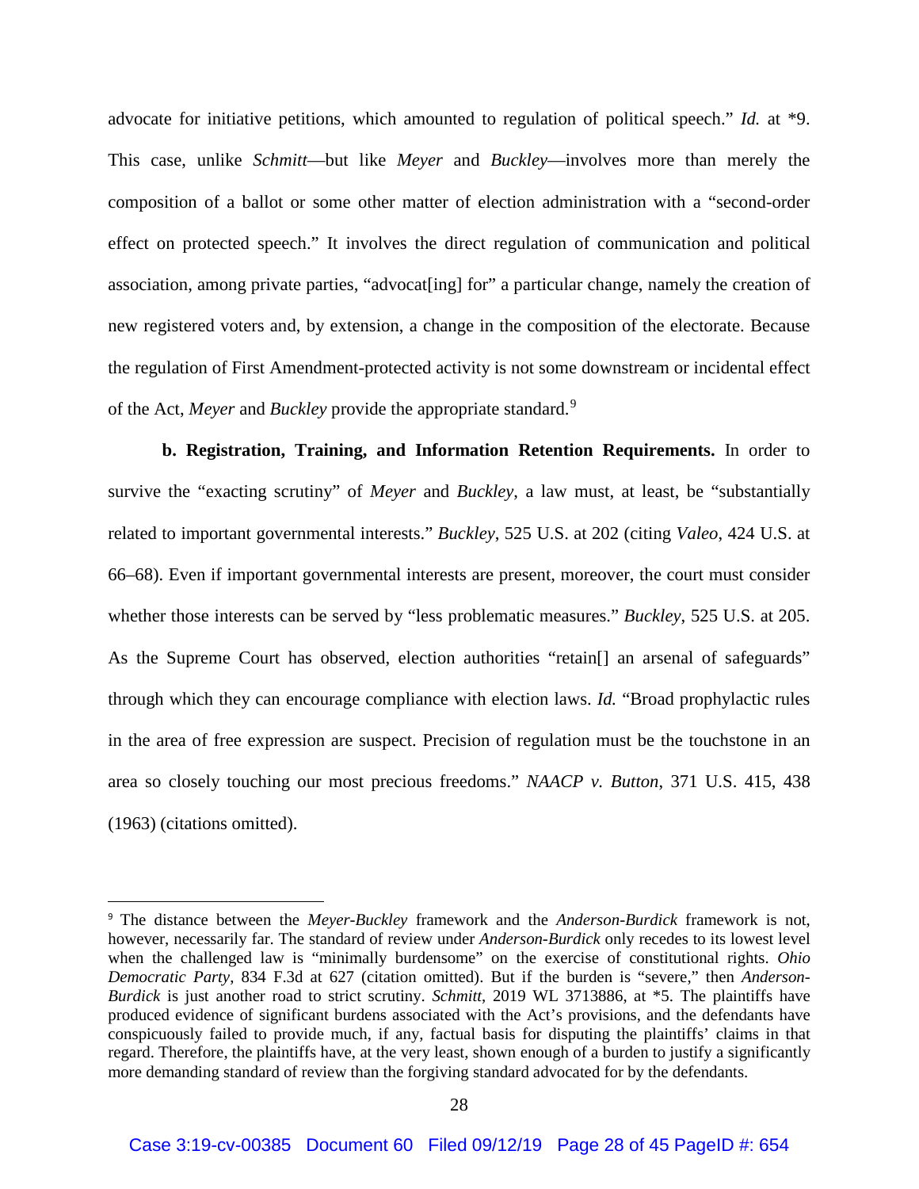advocate for initiative petitions, which amounted to regulation of political speech." *Id.* at *9. This case, unlike *Schmitt*—but like *Meyer* and *Buckley*—involves more than merely the composition of a ballot or some other matter of election administration with a "second-order effect on protected speech." It involves the direct regulation of communication and political association, among private parties, "advocat[ing] for" a particular change, namely the creation of new registered voters and, by extension, a change in the composition of the electorate. Because the regulation of First Amendment-protected activity is not some downstream or incidental effect of the Act, *Meyer* and *Buckley* provide the appropriate standard.[9]

**b. Registration, Training, and Information Retention Requirements.** In order to survive the "exacting scrutiny" of *Meyer* and *Buckley*, a law must, at least, be "substantially related to important governmental interests." *Buckley*, 525 U.S. at 202 (citing *Valeo*, 424 U.S. at 66–68). Even if important governmental interests are present, moreover, the court must consider whether those interests can be served by "less problematic measures." *Buckley*, 525 U.S. at 205. As the Supreme Court has observed, election authorities "retain[] an arsenal of safeguards" through which they can encourage compliance with election laws. *Id.* "Broad prophylactic rules in the area of free expression are suspect. Precision of regulation must be the touchstone in an area so closely touching our most precious freedoms." *NAACP v. Button*, 371 U.S. 415, 438 (1963) (citations omitted).

---

[9] The distance between the *Meyer-Buckley* framework and the *Anderson-Burdick* framework is not, however, necessarily far. The standard of review under *Anderson-Burdick* only recedes to its lowest level when the challenged law is "minimally burdensome" on the exercise of constitutional rights. *Ohio Democratic Party*, 834 F.3d at 627 (citation omitted). But if the burden is "severe," then *Anderson-Burdick* is just another road to strict scrutiny. *Schmitt*, 2019 WL 3713886, at *5. The plaintiffs have produced evidence of significant burdens associated with the Act's provisions, and the defendants have conspicuously failed to provide much, if any, factual basis for disputing the plaintiffs' claims in that regard. Therefore, the plaintiffs have, at the very least, shown enough of a burden to justify a significantly more demanding standard of review than the forgiving standard advocated for by the defendants.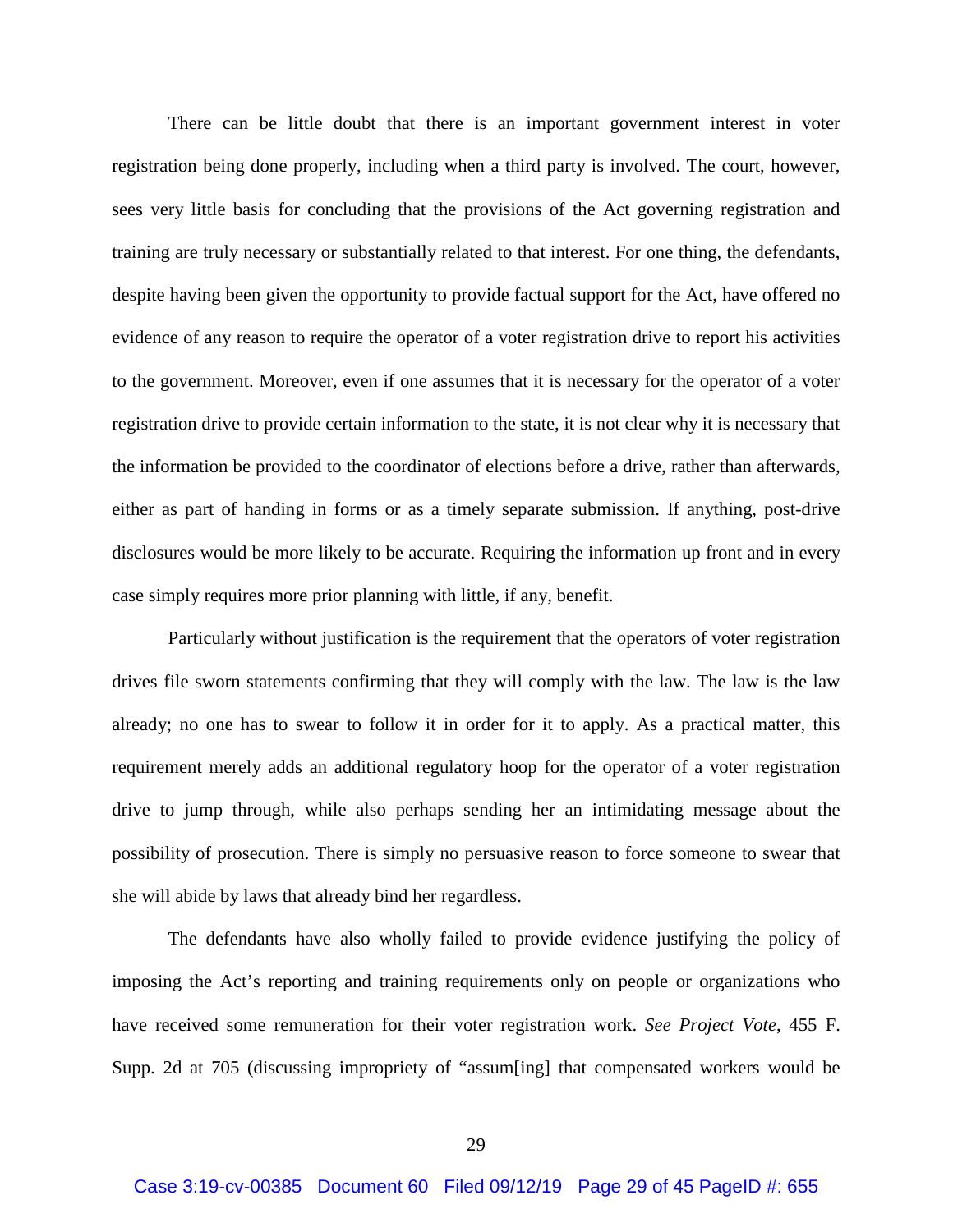There can be little doubt that there is an important government interest in voter registration being done properly, including when a third party is involved. The court, however, sees very little basis for concluding that the provisions of the Act governing registration and training are truly necessary or substantially related to that interest. For one thing, the defendants, despite having been given the opportunity to provide factual support for the Act, have offered no evidence of any reason to require the operator of a voter registration drive to report his activities to the government. Moreover, even if one assumes that it is necessary for the operator of a voter registration drive to provide certain information to the state, it is not clear why it is necessary that the information be provided to the coordinator of elections before a drive, rather than afterwards, either as part of handing in forms or as a timely separate submission. If anything, post-drive disclosures would be more likely to be accurate. Requiring the information up front and in every case simply requires more prior planning with little, if any, benefit.

Particularly without justification is the requirement that the operators of voter registration drives file sworn statements confirming that they will comply with the law. The law is the law already; no one has to swear to follow it in order for it to apply. As a practical matter, this requirement merely adds an additional regulatory hoop for the operator of a voter registration drive to jump through, while also perhaps sending her an intimidating message about the possibility of prosecution. There is simply no persuasive reason to force someone to swear that she will abide by laws that already bind her regardless.

The defendants have also wholly failed to provide evidence justifying the policy of imposing the Act's reporting and training requirements only on people or organizations who have received some remuneration for their voter registration work. *See Project Vote*, 455 F. Supp. 2d at 705 (discussing impropriety of "assum[ing] that compensated workers would be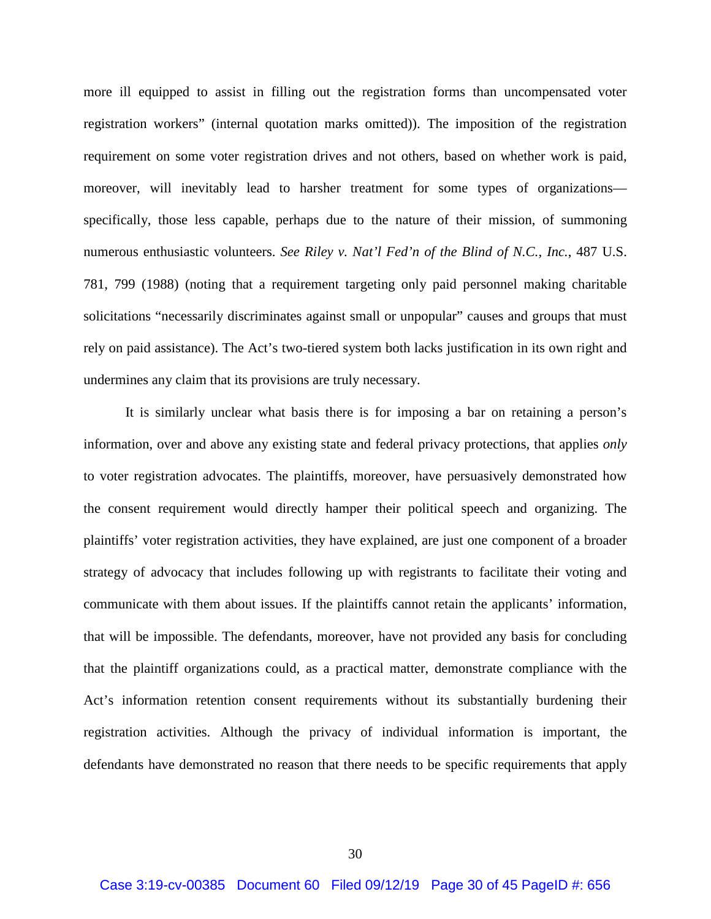more ill equipped to assist in filling out the registration forms than uncompensated voter registration workers" (internal quotation marks omitted)). The imposition of the registration requirement on some voter registration drives and not others, based on whether work is paid, moreover, will inevitably lead to harsher treatment for some types of organizations—specifically, those less capable, perhaps due to the nature of their mission, of summoning numerous enthusiastic volunteers. *See Riley v. Nat'l Fed'n of the Blind of N.C., Inc.*, 487 U.S. 781, 799 (1988) (noting that a requirement targeting only paid personnel making charitable solicitations "necessarily discriminates against small or unpopular" causes and groups that must rely on paid assistance). The Act's two-tiered system both lacks justification in its own right and undermines any claim that its provisions are truly necessary.

It is similarly unclear what basis there is for imposing a bar on retaining a person's information, over and above any existing state and federal privacy protections, that applies *only* to voter registration advocates. The plaintiffs, moreover, have persuasively demonstrated how the consent requirement would directly hamper their political speech and organizing. The plaintiffs' voter registration activities, they have explained, are just one component of a broader strategy of advocacy that includes following up with registrants to facilitate their voting and communicate with them about issues. If the plaintiffs cannot retain the applicants' information, that will be impossible. The defendants, moreover, have not provided any basis for concluding that the plaintiff organizations could, as a practical matter, demonstrate compliance with the Act's information retention consent requirements without its substantially burdening their registration activities. Although the privacy of individual information is important, the defendants have demonstrated no reason that there needs to be specific requirements that apply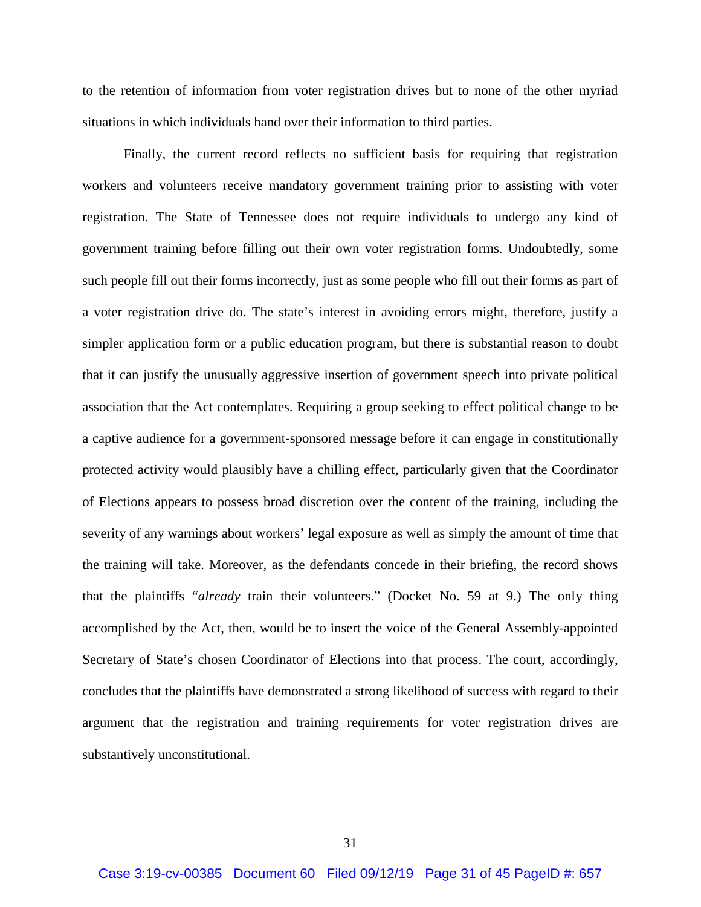to the retention of information from voter registration drives but to none of the other myriad situations in which individuals hand over their information to third parties.

Finally, the current record reflects no sufficient basis for requiring that registration workers and volunteers receive mandatory government training prior to assisting with voter registration. The State of Tennessee does not require individuals to undergo any kind of government training before filling out their own voter registration forms. Undoubtedly, some such people fill out their forms incorrectly, just as some people who fill out their forms as part of a voter registration drive do. The state's interest in avoiding errors might, therefore, justify a simpler application form or a public education program, but there is substantial reason to doubt that it can justify the unusually aggressive insertion of government speech into private political association that the Act contemplates. Requiring a group seeking to effect political change to be a captive audience for a government-sponsored message before it can engage in constitutionally protected activity would plausibly have a chilling effect, particularly given that the Coordinator of Elections appears to possess broad discretion over the content of the training, including the severity of any warnings about workers' legal exposure as well as simply the amount of time that the training will take. Moreover, as the defendants concede in their briefing, the record shows that the plaintiffs "*already* train their volunteers." (Docket No. 59 at 9.) The only thing accomplished by the Act, then, would be to insert the voice of the General Assembly-appointed Secretary of State's chosen Coordinator of Elections into that process. The court, accordingly, concludes that the plaintiffs have demonstrated a strong likelihood of success with regard to their argument that the registration and training requirements for voter registration drives are substantively unconstitutional.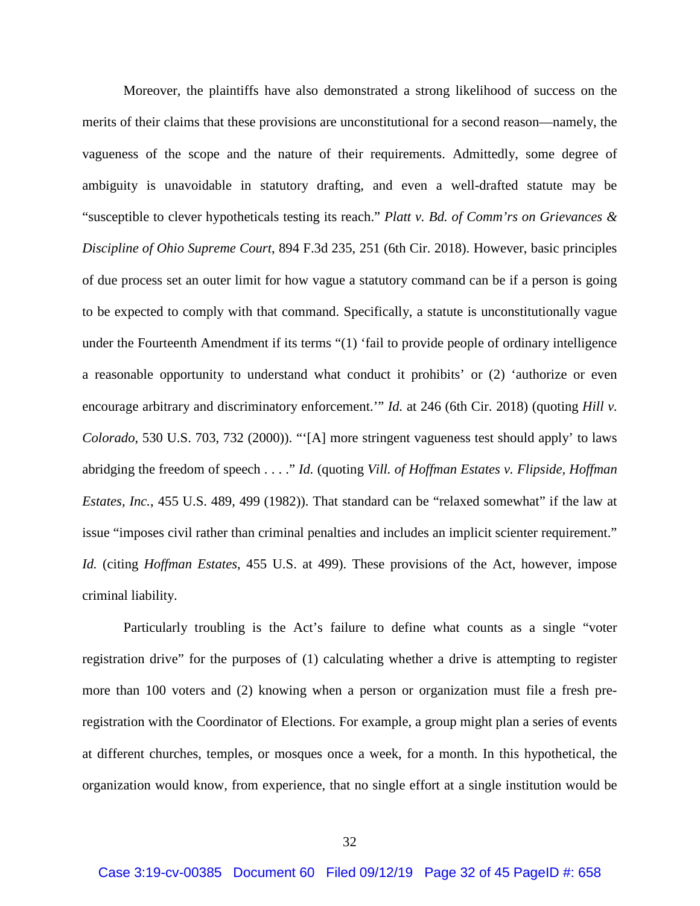Moreover, the plaintiffs have also demonstrated a strong likelihood of success on the merits of their claims that these provisions are unconstitutional for a second reason—namely, the vagueness of the scope and the nature of their requirements. Admittedly, some degree of ambiguity is unavoidable in statutory drafting, and even a well-drafted statute may be "susceptible to clever hypotheticals testing its reach." *Platt v. Bd. of Comm'rs on Grievances & Discipline of Ohio Supreme Court*, 894 F.3d 235, 251 (6th Cir. 2018). However, basic principles of due process set an outer limit for how vague a statutory command can be if a person is going to be expected to comply with that command. Specifically, a statute is unconstitutionally vague under the Fourteenth Amendment if its terms "(1) 'fail to provide people of ordinary intelligence a reasonable opportunity to understand what conduct it prohibits' or (2) 'authorize or even encourage arbitrary and discriminatory enforcement.'" *Id.* at 246 (6th Cir. 2018) (quoting *Hill v. Colorado*, 530 U.S. 703, 732 (2000)). "'[A] more stringent vagueness test should apply' to laws abridging the freedom of speech . . . ." *Id.* (quoting *Vill. of Hoffman Estates v. Flipside, Hoffman Estates, Inc.*, 455 U.S. 489, 499 (1982)). That standard can be "relaxed somewhat" if the law at issue "imposes civil rather than criminal penalties and includes an implicit scienter requirement." *Id.* (citing *Hoffman Estates*, 455 U.S. at 499). These provisions of the Act, however, impose criminal liability.

Particularly troubling is the Act's failure to define what counts as a single "voter registration drive" for the purposes of (1) calculating whether a drive is attempting to register more than 100 voters and (2) knowing when a person or organization must file a fresh pre-registration with the Coordinator of Elections. For example, a group might plan a series of events at different churches, temples, or mosques once a week, for a month. In this hypothetical, the organization would know, from experience, that no single effort at a single institution would be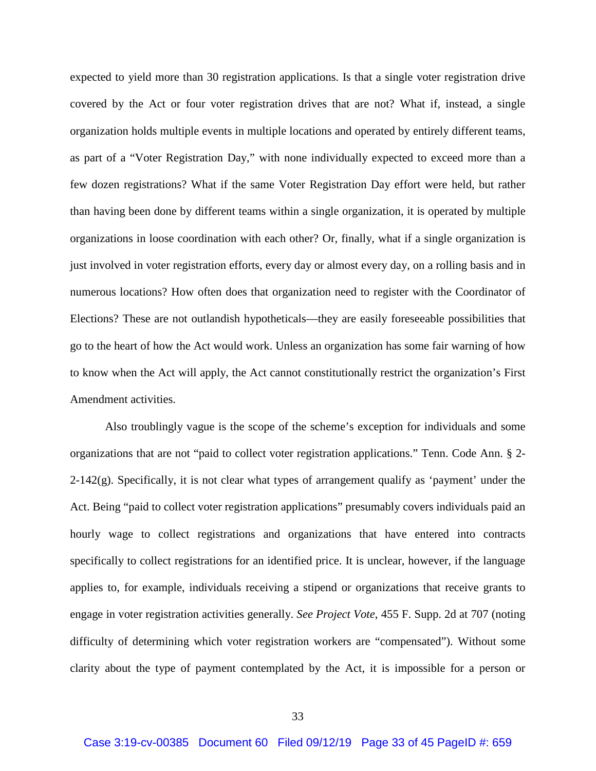expected to yield more than 30 registration applications. Is that a single voter registration drive covered by the Act or four voter registration drives that are not? What if, instead, a single organization holds multiple events in multiple locations and operated by entirely different teams, as part of a "Voter Registration Day," with none individually expected to exceed more than a few dozen registrations? What if the same Voter Registration Day effort were held, but rather than having been done by different teams within a single organization, it is operated by multiple organizations in loose coordination with each other? Or, finally, what if a single organization is just involved in voter registration efforts, every day or almost every day, on a rolling basis and in numerous locations? How often does that organization need to register with the Coordinator of Elections? These are not outlandish hypotheticals—they are easily foreseeable possibilities that go to the heart of how the Act would work. Unless an organization has some fair warning of how to know when the Act will apply, the Act cannot constitutionally restrict the organization's First Amendment activities.

Also troublingly vague is the scope of the scheme's exception for individuals and some organizations that are not "paid to collect voter registration applications." Tenn. Code Ann. § 2-2-142(g). Specifically, it is not clear what types of arrangement qualify as 'payment' under the Act. Being "paid to collect voter registration applications" presumably covers individuals paid an hourly wage to collect registrations and organizations that have entered into contracts specifically to collect registrations for an identified price. It is unclear, however, if the language applies to, for example, individuals receiving a stipend or organizations that receive grants to engage in voter registration activities generally. *See Project Vote*, 455 F. Supp. 2d at 707 (noting difficulty of determining which voter registration workers are "compensated"). Without some clarity about the type of payment contemplated by the Act, it is impossible for a person or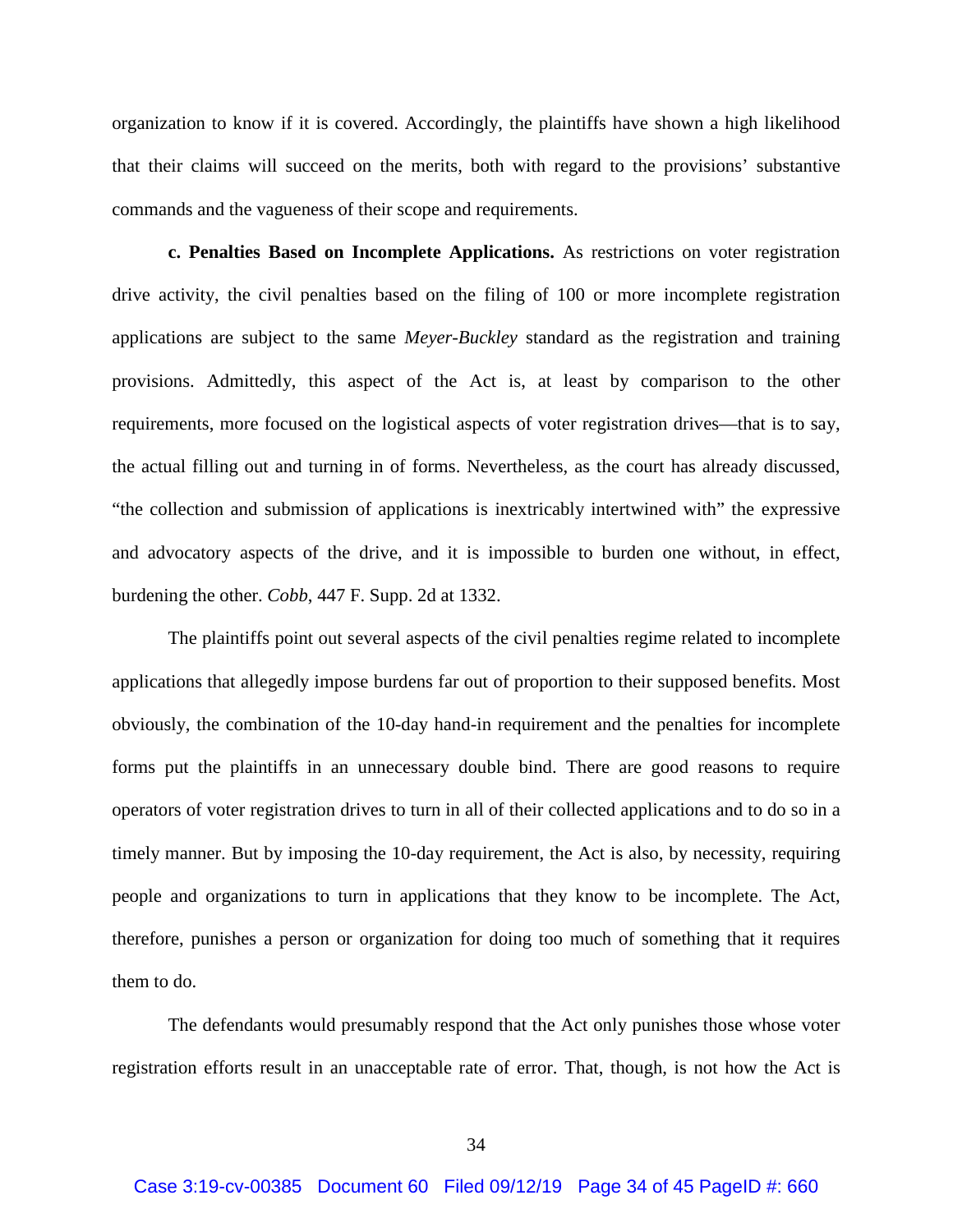organization to know if it is covered. Accordingly, the plaintiffs have shown a high likelihood that their claims will succeed on the merits, both with regard to the provisions' substantive commands and the vagueness of their scope and requirements.

**c. Penalties Based on Incomplete Applications.** As restrictions on voter registration drive activity, the civil penalties based on the filing of 100 or more incomplete registration applications are subject to the same *Meyer-Buckley* standard as the registration and training provisions. Admittedly, this aspect of the Act is, at least by comparison to the other requirements, more focused on the logistical aspects of voter registration drives—that is to say, the actual filling out and turning in of forms. Nevertheless, as the court has already discussed, "the collection and submission of applications is inextricably intertwined with" the expressive and advocatory aspects of the drive, and it is impossible to burden one without, in effect, burdening the other. *Cobb*, 447 F. Supp. 2d at 1332.

The plaintiffs point out several aspects of the civil penalties regime related to incomplete applications that allegedly impose burdens far out of proportion to their supposed benefits. Most obviously, the combination of the 10-day hand-in requirement and the penalties for incomplete forms put the plaintiffs in an unnecessary double bind. There are good reasons to require operators of voter registration drives to turn in all of their collected applications and to do so in a timely manner. But by imposing the 10-day requirement, the Act is also, by necessity, requiring people and organizations to turn in applications that they know to be incomplete. The Act, therefore, punishes a person or organization for doing too much of something that it requires them to do.

The defendants would presumably respond that the Act only punishes those whose voter registration efforts result in an unacceptable rate of error. That, though, is not how the Act is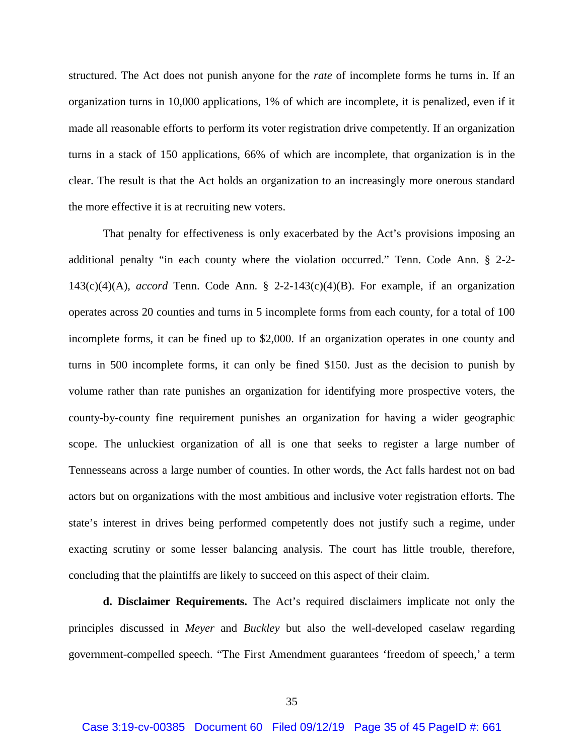structured. The Act does not punish anyone for the *rate* of incomplete forms he turns in. If an organization turns in 10,000 applications, 1% of which are incomplete, it is penalized, even if it made all reasonable efforts to perform its voter registration drive competently. If an organization turns in a stack of 150 applications, 66% of which are incomplete, that organization is in the clear. The result is that the Act holds an organization to an increasingly more onerous standard the more effective it is at recruiting new voters.

That penalty for effectiveness is only exacerbated by the Act's provisions imposing an additional penalty "in each county where the violation occurred." Tenn. Code Ann. § 2-2-143(c)(4)(A), *accord* Tenn. Code Ann. § 2-2-143(c)(4)(B). For example, if an organization operates across 20 counties and turns in 5 incomplete forms from each county, for a total of 100 incomplete forms, it can be fined up to $2,000. If an organization operates in one county and turns in 500 incomplete forms, it can only be fined $150. Just as the decision to punish by volume rather than rate punishes an organization for identifying more prospective voters, the county-by-county fine requirement punishes an organization for having a wider geographic scope. The unluckiest organization of all is one that seeks to register a large number of Tennesseans across a large number of counties. In other words, the Act falls hardest not on bad actors but on organizations with the most ambitious and inclusive voter registration efforts. The state's interest in drives being performed competently does not justify such a regime, under exacting scrutiny or some lesser balancing analysis. The court has little trouble, therefore, concluding that the plaintiffs are likely to succeed on this aspect of their claim.

**d. Disclaimer Requirements.** The Act's required disclaimers implicate not only the principles discussed in *Meyer* and *Buckley* but also the well-developed caselaw regarding government-compelled speech. "The First Amendment guarantees 'freedom of speech,' a term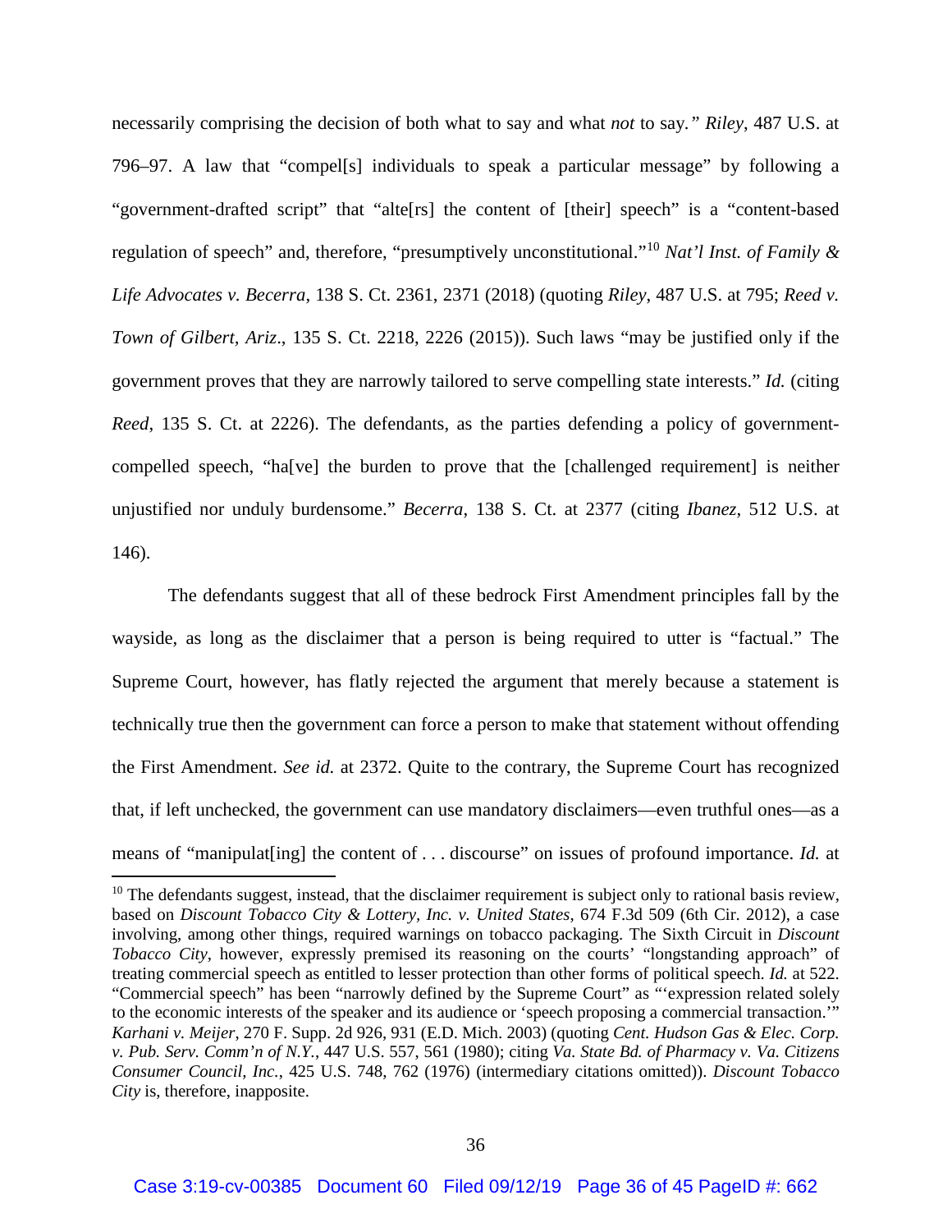necessarily comprising the decision of both what to say and what *not* to say.*"* *Riley*, 487 U.S. at 796–97. A law that "compel[s] individuals to speak a particular message" by following a "government-drafted script" that "alte[rs] the content of [their] speech" is a "content-based regulation of speech" and, therefore, "presumptively unconstitutional."[10] *Nat'l Inst. of Family & Life Advocates v. Becerra*, 138 S. Ct. 2361, 2371 (2018) (quoting *Riley*, 487 U.S. at 795; *Reed v. Town of Gilbert, Ariz*., 135 S. Ct. 2218, 2226 (2015)). Such laws "may be justified only if the government proves that they are narrowly tailored to serve compelling state interests." *Id.* (citing *Reed*, 135 S. Ct. at 2226). The defendants, as the parties defending a policy of government-compelled speech, "ha[ve] the burden to prove that the [challenged requirement] is neither unjustified nor unduly burdensome." *Becerra*, 138 S. Ct. at 2377 (citing *Ibanez*, 512 U.S. at 146).

The defendants suggest that all of these bedrock First Amendment principles fall by the wayside, as long as the disclaimer that a person is being required to utter is "factual." The Supreme Court, however, has flatly rejected the argument that merely because a statement is technically true then the government can force a person to make that statement without offending the First Amendment. *See id.* at 2372. Quite to the contrary, the Supreme Court has recognized that, if left unchecked, the government can use mandatory disclaimers—even truthful ones—as a means of "manipulat[ing] the content of . . . discourse" on issues of profound importance. *Id.* at

---

[10] The defendants suggest, instead, that the disclaimer requirement is subject only to rational basis review, based on *Discount Tobacco City & Lottery, Inc. v. United States*, 674 F.3d 509 (6th Cir. 2012), a case involving, among other things, required warnings on tobacco packaging. The Sixth Circuit in *Discount Tobacco City*, however, expressly premised its reasoning on the courts' "longstanding approach" of treating commercial speech as entitled to lesser protection than other forms of political speech. *Id.* at 522. "Commercial speech" has been "narrowly defined by the Supreme Court" as "'expression related solely to the economic interests of the speaker and its audience or 'speech proposing a commercial transaction.'" *Karhani v. Meijer*, 270 F. Supp. 2d 926, 931 (E.D. Mich. 2003) (quoting *Cent. Hudson Gas & Elec. Corp. v. Pub. Serv. Comm'n of N.Y.*, 447 U.S. 557, 561 (1980); citing *Va. State Bd. of Pharmacy v. Va. Citizens Consumer Council, Inc.*, 425 U.S. 748, 762 (1976) (intermediary citations omitted)). *Discount Tobacco City* is, therefore, inapposite.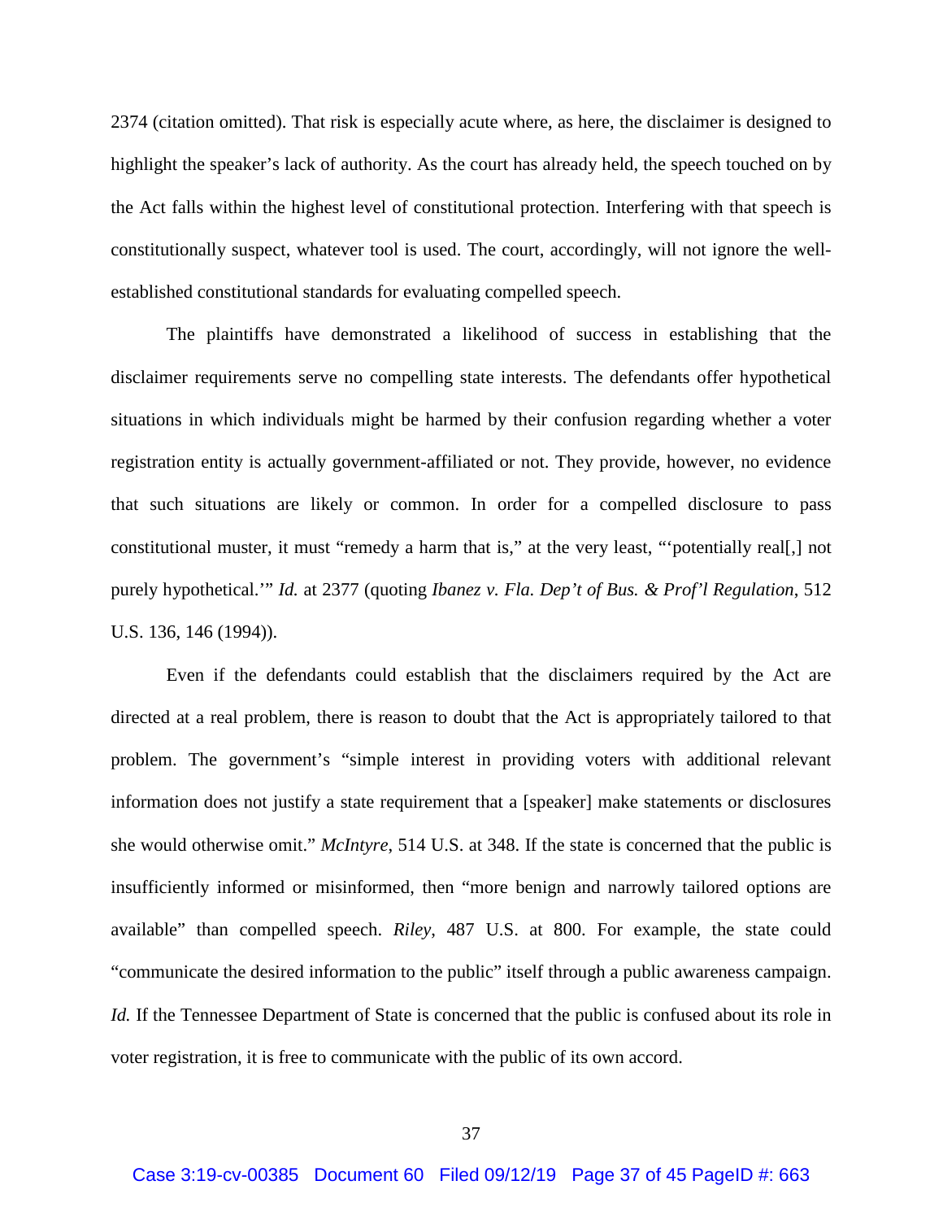2374 (citation omitted). That risk is especially acute where, as here, the disclaimer is designed to highlight the speaker's lack of authority. As the court has already held, the speech touched on by the Act falls within the highest level of constitutional protection. Interfering with that speech is constitutionally suspect, whatever tool is used. The court, accordingly, will not ignore the well-established constitutional standards for evaluating compelled speech.

The plaintiffs have demonstrated a likelihood of success in establishing that the disclaimer requirements serve no compelling state interests. The defendants offer hypothetical situations in which individuals might be harmed by their confusion regarding whether a voter registration entity is actually government-affiliated or not. They provide, however, no evidence that such situations are likely or common. In order for a compelled disclosure to pass constitutional muster, it must "remedy a harm that is," at the very least, "'potentially real[,] not purely hypothetical.'" *Id.* at 2377 (quoting *Ibanez v. Fla. Dep't of Bus. & Prof'l Regulation*, 512 U.S. 136, 146 (1994)).

Even if the defendants could establish that the disclaimers required by the Act are directed at a real problem, there is reason to doubt that the Act is appropriately tailored to that problem. The government's "simple interest in providing voters with additional relevant information does not justify a state requirement that a [speaker] make statements or disclosures she would otherwise omit." *McIntyre*, 514 U.S. at 348. If the state is concerned that the public is insufficiently informed or misinformed, then "more benign and narrowly tailored options are available" than compelled speech. *Riley*, 487 U.S. at 800. For example, the state could "communicate the desired information to the public" itself through a public awareness campaign. *Id.* If the Tennessee Department of State is concerned that the public is confused about its role in voter registration, it is free to communicate with the public of its own accord.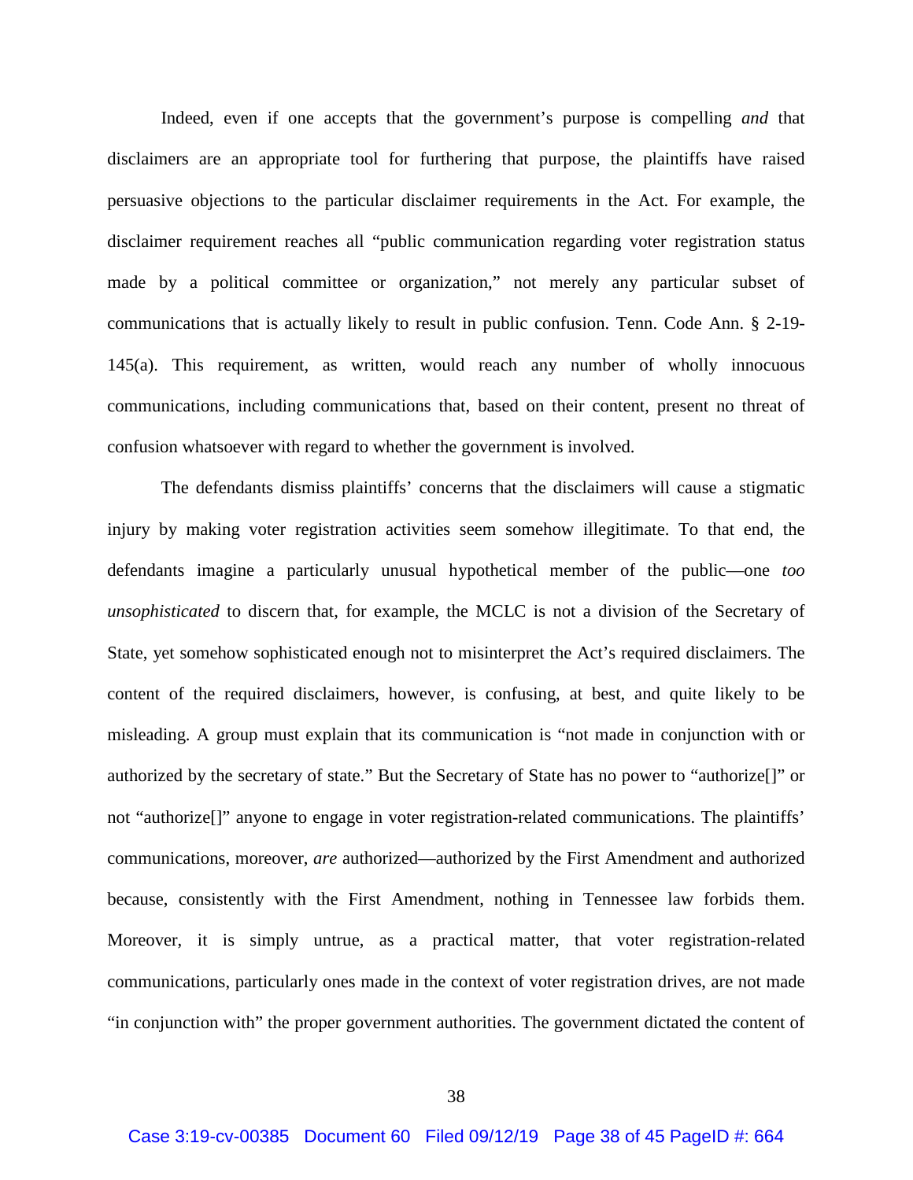Indeed, even if one accepts that the government's purpose is compelling *and* that disclaimers are an appropriate tool for furthering that purpose, the plaintiffs have raised persuasive objections to the particular disclaimer requirements in the Act. For example, the disclaimer requirement reaches all "public communication regarding voter registration status made by a political committee or organization," not merely any particular subset of communications that is actually likely to result in public confusion. Tenn. Code Ann. § 2-19-145(a). This requirement, as written, would reach any number of wholly innocuous communications, including communications that, based on their content, present no threat of confusion whatsoever with regard to whether the government is involved.

The defendants dismiss plaintiffs' concerns that the disclaimers will cause a stigmatic injury by making voter registration activities seem somehow illegitimate. To that end, the defendants imagine a particularly unusual hypothetical member of the public—one *too unsophisticated* to discern that, for example, the MCLC is not a division of the Secretary of State, yet somehow sophisticated enough not to misinterpret the Act's required disclaimers. The content of the required disclaimers, however, is confusing, at best, and quite likely to be misleading. A group must explain that its communication is "not made in conjunction with or authorized by the secretary of state." But the Secretary of State has no power to "authorize[]" or not "authorize[]" anyone to engage in voter registration-related communications. The plaintiffs' communications, moreover, *are* authorized—authorized by the First Amendment and authorized because, consistently with the First Amendment, nothing in Tennessee law forbids them. Moreover, it is simply untrue, as a practical matter, that voter registration-related communications, particularly ones made in the context of voter registration drives, are not made "in conjunction with" the proper government authorities. The government dictated the content of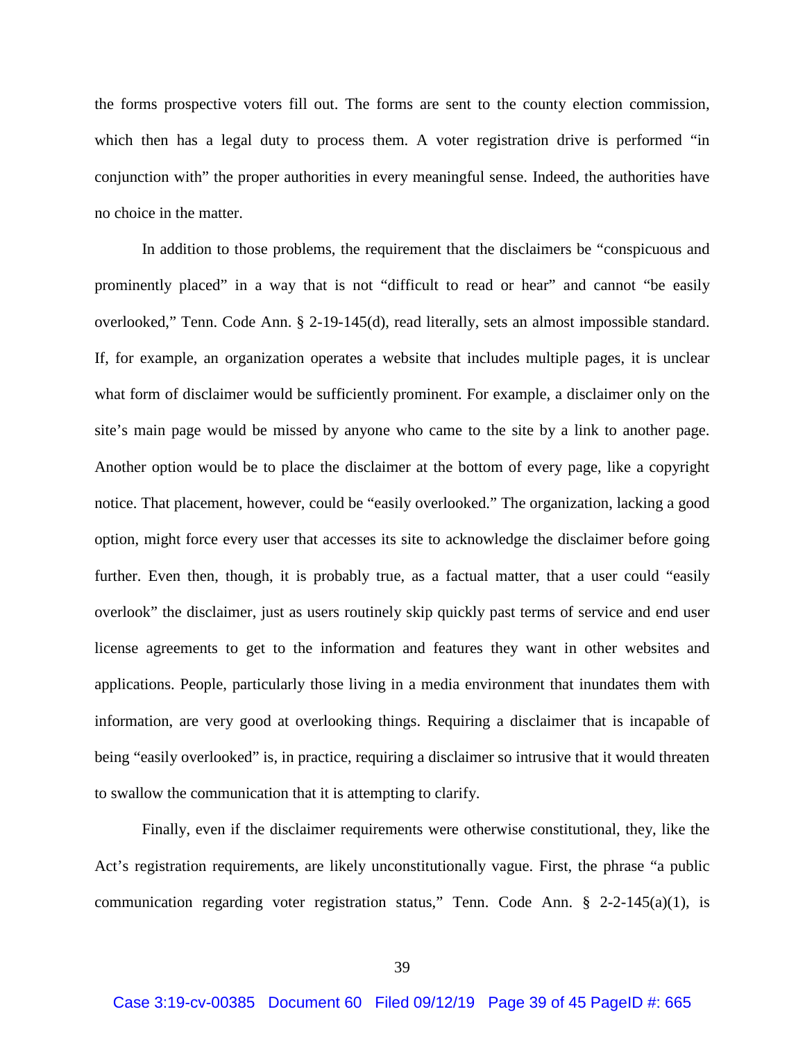the forms prospective voters fill out. The forms are sent to the county election commission, which then has a legal duty to process them. A voter registration drive is performed "in conjunction with" the proper authorities in every meaningful sense. Indeed, the authorities have no choice in the matter.

In addition to those problems, the requirement that the disclaimers be "conspicuous and prominently placed" in a way that is not "difficult to read or hear" and cannot "be easily overlooked," Tenn. Code Ann. § 2-19-145(d), read literally, sets an almost impossible standard. If, for example, an organization operates a website that includes multiple pages, it is unclear what form of disclaimer would be sufficiently prominent. For example, a disclaimer only on the site's main page would be missed by anyone who came to the site by a link to another page. Another option would be to place the disclaimer at the bottom of every page, like a copyright notice. That placement, however, could be "easily overlooked." The organization, lacking a good option, might force every user that accesses its site to acknowledge the disclaimer before going further. Even then, though, it is probably true, as a factual matter, that a user could "easily overlook" the disclaimer, just as users routinely skip quickly past terms of service and end user license agreements to get to the information and features they want in other websites and applications. People, particularly those living in a media environment that inundates them with information, are very good at overlooking things. Requiring a disclaimer that is incapable of being "easily overlooked" is, in practice, requiring a disclaimer so intrusive that it would threaten to swallow the communication that it is attempting to clarify.

Finally, even if the disclaimer requirements were otherwise constitutional, they, like the Act's registration requirements, are likely unconstitutionally vague. First, the phrase "a public communication regarding voter registration status," Tenn. Code Ann. § 2-2-145(a)(1), is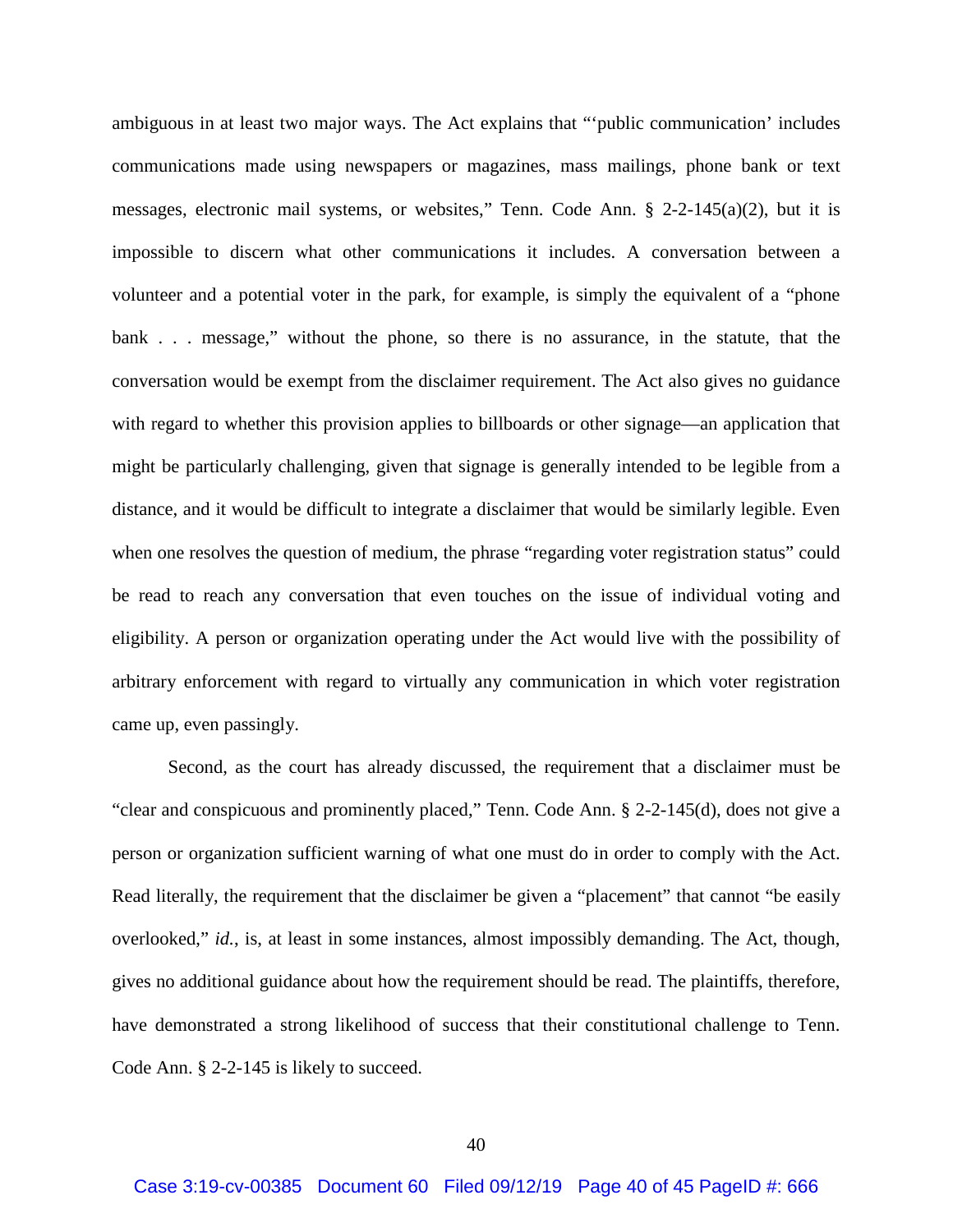ambiguous in at least two major ways. The Act explains that "'public communication' includes communications made using newspapers or magazines, mass mailings, phone bank or text messages, electronic mail systems, or websites," Tenn. Code Ann. § 2-2-145(a)(2), but it is impossible to discern what other communications it includes. A conversation between a volunteer and a potential voter in the park, for example, is simply the equivalent of a "phone bank . . . message," without the phone, so there is no assurance, in the statute, that the conversation would be exempt from the disclaimer requirement. The Act also gives no guidance with regard to whether this provision applies to billboards or other signage—an application that might be particularly challenging, given that signage is generally intended to be legible from a distance, and it would be difficult to integrate a disclaimer that would be similarly legible. Even when one resolves the question of medium, the phrase "regarding voter registration status" could be read to reach any conversation that even touches on the issue of individual voting and eligibility. A person or organization operating under the Act would live with the possibility of arbitrary enforcement with regard to virtually any communication in which voter registration came up, even passingly.

Second, as the court has already discussed, the requirement that a disclaimer must be "clear and conspicuous and prominently placed," Tenn. Code Ann. § 2-2-145(d), does not give a person or organization sufficient warning of what one must do in order to comply with the Act. Read literally, the requirement that the disclaimer be given a "placement" that cannot "be easily overlooked," *id.*, is, at least in some instances, almost impossibly demanding. The Act, though, gives no additional guidance about how the requirement should be read. The plaintiffs, therefore, have demonstrated a strong likelihood of success that their constitutional challenge to Tenn. Code Ann. § 2-2-145 is likely to succeed.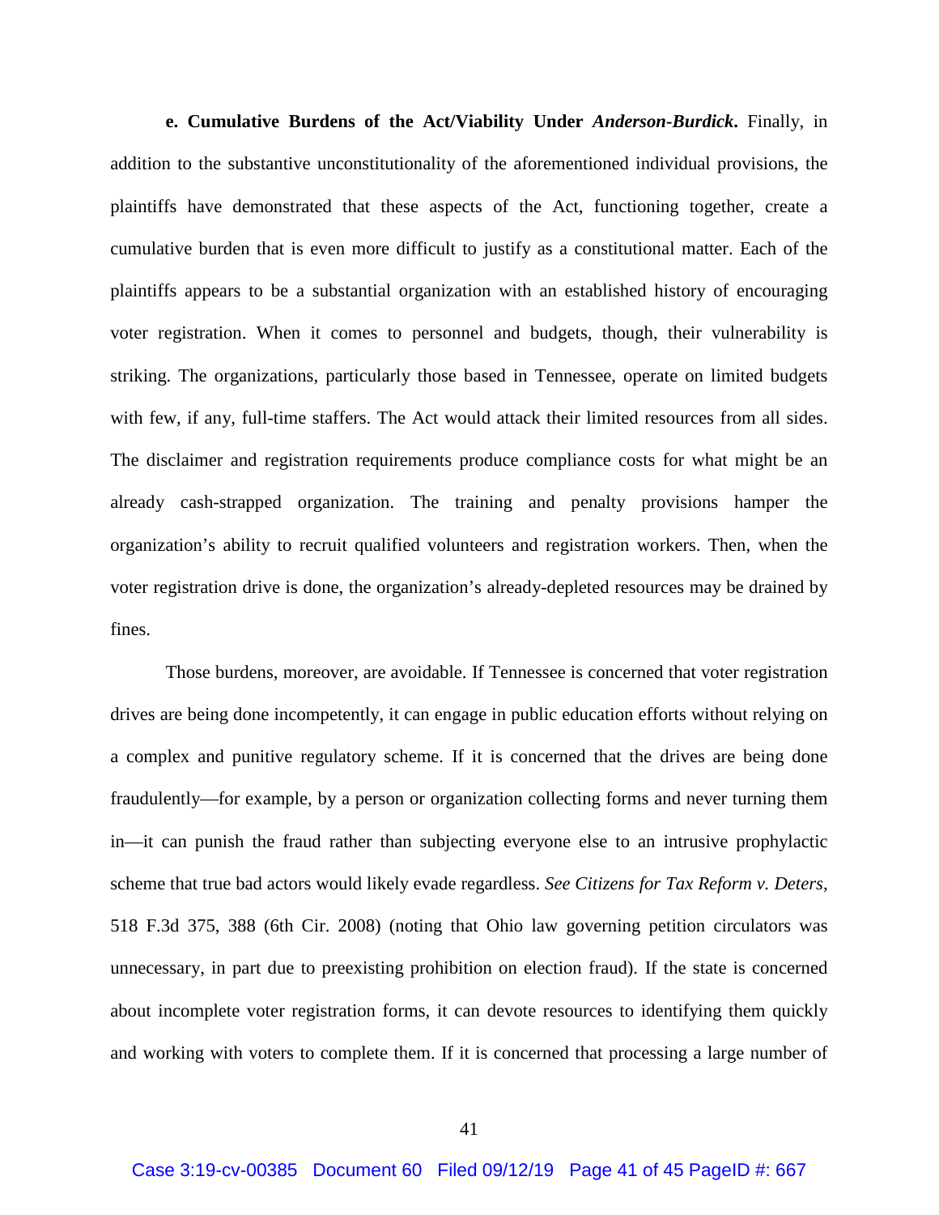**e. Cumulative Burdens of the Act/Viability Under *Anderson-Burdick*.** Finally, in addition to the substantive unconstitutionality of the aforementioned individual provisions, the plaintiffs have demonstrated that these aspects of the Act, functioning together, create a cumulative burden that is even more difficult to justify as a constitutional matter. Each of the plaintiffs appears to be a substantial organization with an established history of encouraging voter registration. When it comes to personnel and budgets, though, their vulnerability is striking. The organizations, particularly those based in Tennessee, operate on limited budgets with few, if any, full-time staffers. The Act would attack their limited resources from all sides. The disclaimer and registration requirements produce compliance costs for what might be an already cash-strapped organization. The training and penalty provisions hamper the organization's ability to recruit qualified volunteers and registration workers. Then, when the voter registration drive is done, the organization's already-depleted resources may be drained by fines.

Those burdens, moreover, are avoidable. If Tennessee is concerned that voter registration drives are being done incompetently, it can engage in public education efforts without relying on a complex and punitive regulatory scheme. If it is concerned that the drives are being done fraudulently—for example, by a person or organization collecting forms and never turning them in—it can punish the fraud rather than subjecting everyone else to an intrusive prophylactic scheme that true bad actors would likely evade regardless. *See Citizens for Tax Reform v. Deters*, 518 F.3d 375, 388 (6th Cir. 2008) (noting that Ohio law governing petition circulators was unnecessary, in part due to preexisting prohibition on election fraud). If the state is concerned about incomplete voter registration forms, it can devote resources to identifying them quickly and working with voters to complete them. If it is concerned that processing a large number of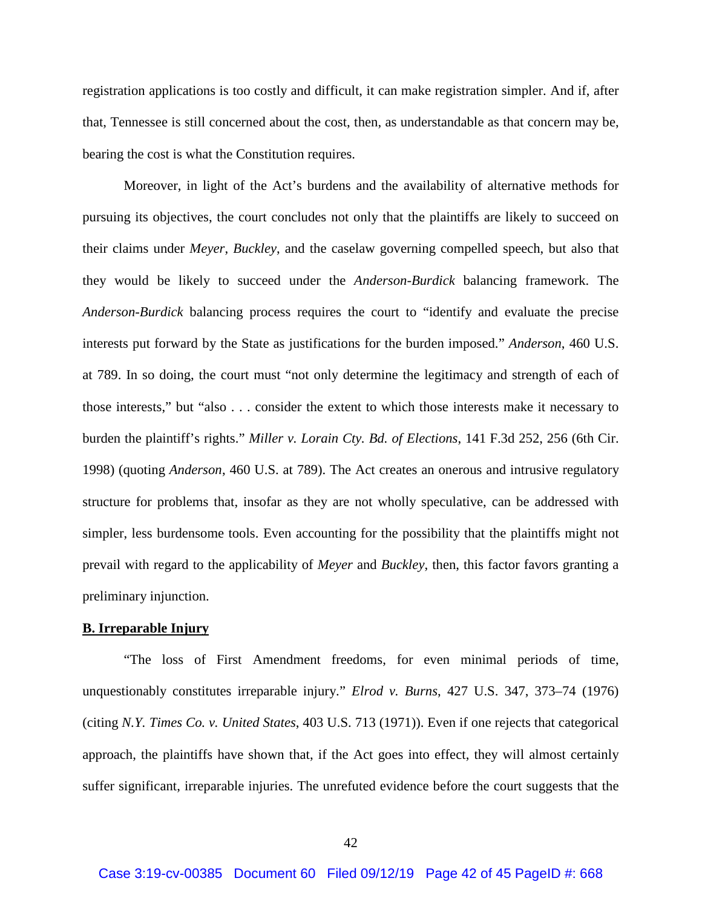registration applications is too costly and difficult, it can make registration simpler. And if, after that, Tennessee is still concerned about the cost, then, as understandable as that concern may be, bearing the cost is what the Constitution requires.

Moreover, in light of the Act's burdens and the availability of alternative methods for pursuing its objectives, the court concludes not only that the plaintiffs are likely to succeed on their claims under *Meyer*, *Buckley*, and the caselaw governing compelled speech, but also that they would be likely to succeed under the *Anderson-Burdick* balancing framework. The *Anderson-Burdick* balancing process requires the court to "identify and evaluate the precise interests put forward by the State as justifications for the burden imposed." *Anderson*, 460 U.S. at 789. In so doing, the court must "not only determine the legitimacy and strength of each of those interests," but "also . . . consider the extent to which those interests make it necessary to burden the plaintiff's rights." *Miller v. Lorain Cty. Bd. of Elections*, 141 F.3d 252, 256 (6th Cir. 1998) (quoting *Anderson*, 460 U.S. at 789). The Act creates an onerous and intrusive regulatory structure for problems that, insofar as they are not wholly speculative, can be addressed with simpler, less burdensome tools. Even accounting for the possibility that the plaintiffs might not prevail with regard to the applicability of *Meyer* and *Buckley*, then, this factor favors granting a preliminary injunction.

**B. Irreparable Injury**

"The loss of First Amendment freedoms, for even minimal periods of time, unquestionably constitutes irreparable injury." *Elrod v. Burns*, 427 U.S. 347, 373–74 (1976) (citing *N.Y. Times Co. v. United States*, 403 U.S. 713 (1971)). Even if one rejects that categorical approach, the plaintiffs have shown that, if the Act goes into effect, they will almost certainly suffer significant, irreparable injuries. The unrefuted evidence before the court suggests that the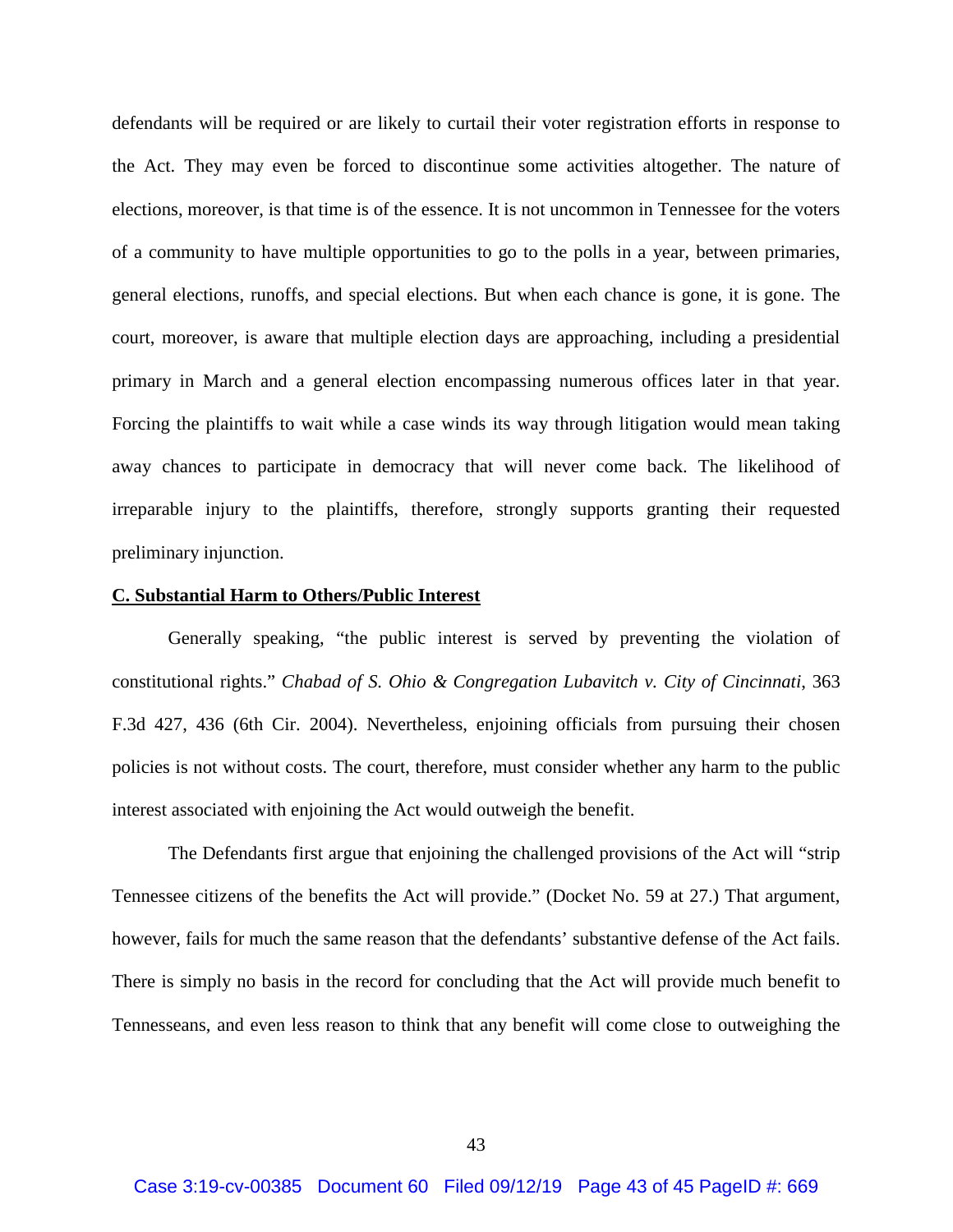defendants will be required or are likely to curtail their voter registration efforts in response to the Act. They may even be forced to discontinue some activities altogether. The nature of elections, moreover, is that time is of the essence. It is not uncommon in Tennessee for the voters of a community to have multiple opportunities to go to the polls in a year, between primaries, general elections, runoffs, and special elections. But when each chance is gone, it is gone. The court, moreover, is aware that multiple election days are approaching, including a presidential primary in March and a general election encompassing numerous offices later in that year. Forcing the plaintiffs to wait while a case winds its way through litigation would mean taking away chances to participate in democracy that will never come back. The likelihood of irreparable injury to the plaintiffs, therefore, strongly supports granting their requested preliminary injunction.

**C. Substantial Harm to Others/Public Interest**

Generally speaking, "the public interest is served by preventing the violation of constitutional rights." *Chabad of S. Ohio & Congregation Lubavitch v. City of Cincinnati*, 363 F.3d 427, 436 (6th Cir. 2004). Nevertheless, enjoining officials from pursuing their chosen policies is not without costs. The court, therefore, must consider whether any harm to the public interest associated with enjoining the Act would outweigh the benefit.

The Defendants first argue that enjoining the challenged provisions of the Act will "strip Tennessee citizens of the benefits the Act will provide." (Docket No. 59 at 27.) That argument, however, fails for much the same reason that the defendants' substantive defense of the Act fails. There is simply no basis in the record for concluding that the Act will provide much benefit to Tennesseans, and even less reason to think that any benefit will come close to outweighing the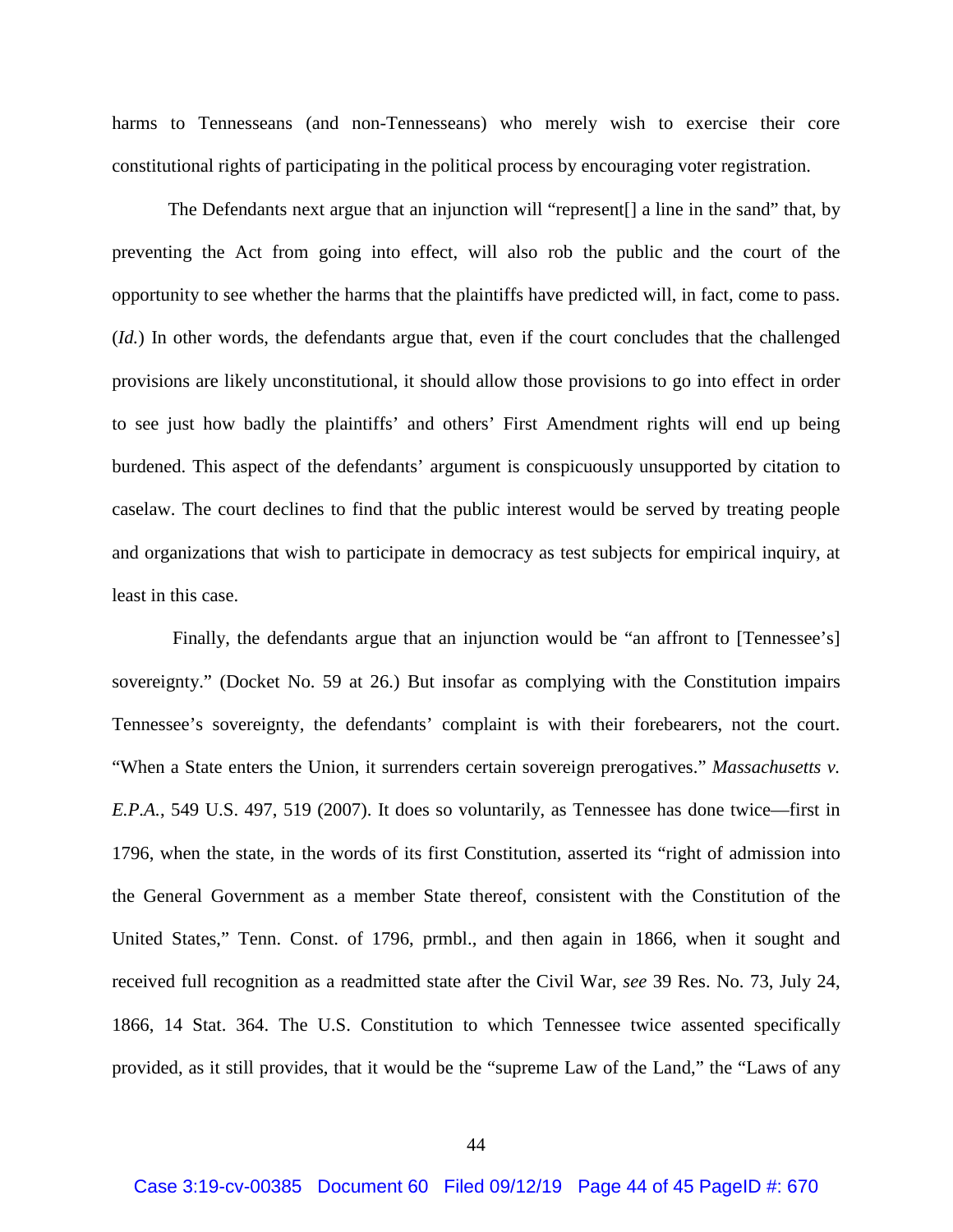harms to Tennesseans (and non-Tennesseans) who merely wish to exercise their core constitutional rights of participating in the political process by encouraging voter registration.

The Defendants next argue that an injunction will "represent[] a line in the sand" that, by preventing the Act from going into effect, will also rob the public and the court of the opportunity to see whether the harms that the plaintiffs have predicted will, in fact, come to pass. (*Id.*) In other words, the defendants argue that, even if the court concludes that the challenged provisions are likely unconstitutional, it should allow those provisions to go into effect in order to see just how badly the plaintiffs' and others' First Amendment rights will end up being burdened. This aspect of the defendants' argument is conspicuously unsupported by citation to caselaw. The court declines to find that the public interest would be served by treating people and organizations that wish to participate in democracy as test subjects for empirical inquiry, at least in this case.

Finally, the defendants argue that an injunction would be "an affront to [Tennessee's] sovereignty." (Docket No. 59 at 26.) But insofar as complying with the Constitution impairs Tennessee's sovereignty, the defendants' complaint is with their forebearers, not the court. "When a State enters the Union, it surrenders certain sovereign prerogatives." *Massachusetts v. E.P.A.*, 549 U.S. 497, 519 (2007). It does so voluntarily, as Tennessee has done twice—first in 1796, when the state, in the words of its first Constitution, asserted its "right of admission into the General Government as a member State thereof, consistent with the Constitution of the United States," Tenn. Const. of 1796, prmbl., and then again in 1866, when it sought and received full recognition as a readmitted state after the Civil War, *see* 39 Res. No. 73, July 24, 1866, 14 Stat. 364. The U.S. Constitution to which Tennessee twice assented specifically provided, as it still provides, that it would be the "supreme Law of the Land," the "Laws of any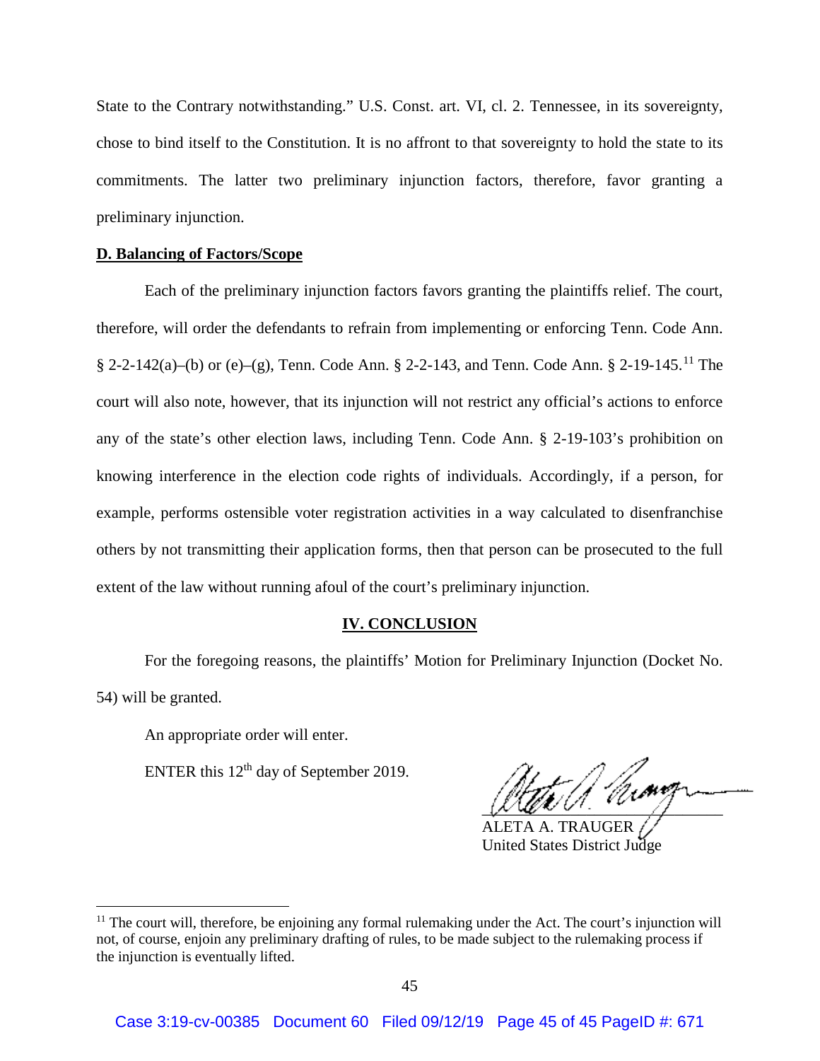State to the Contrary notwithstanding." U.S. Const. art. VI, cl. 2. Tennessee, in its sovereignty, chose to bind itself to the Constitution. It is no affront to that sovereignty to hold the state to its commitments. The latter two preliminary injunction factors, therefore, favor granting a preliminary injunction.

**D. Balancing of Factors/Scope**

Each of the preliminary injunction factors favors granting the plaintiffs relief. The court, therefore, will order the defendants to refrain from implementing or enforcing Tenn. Code Ann. § 2-2-142(a)–(b) or (e)–(g), Tenn. Code Ann. § 2-2-143, and Tenn. Code Ann. § 2-19-145.[11] The court will also note, however, that its injunction will not restrict any official's actions to enforce any of the state's other election laws, including Tenn. Code Ann. § 2-19-103's prohibition on knowing interference in the election code rights of individuals. Accordingly, if a person, for example, performs ostensible voter registration activities in a way calculated to disenfranchise others by not transmitting their application forms, then that person can be prosecuted to the full extent of the law without running afoul of the court's preliminary injunction.

## IV. CONCLUSION

For the foregoing reasons, the plaintiffs' Motion for Preliminary Injunction (Docket No. 54) will be granted.

An appropriate order will enter.

ENTER this 12th day of September 2019.

ALETA A. TRAUGER
United States District Judge

[11] The court will, therefore, be enjoining any formal rulemaking under the Act. The court's injunction will not, of course, enjoin any preliminary drafting of rules, to be made subject to the rulemaking process if the injunction is eventually lifted.